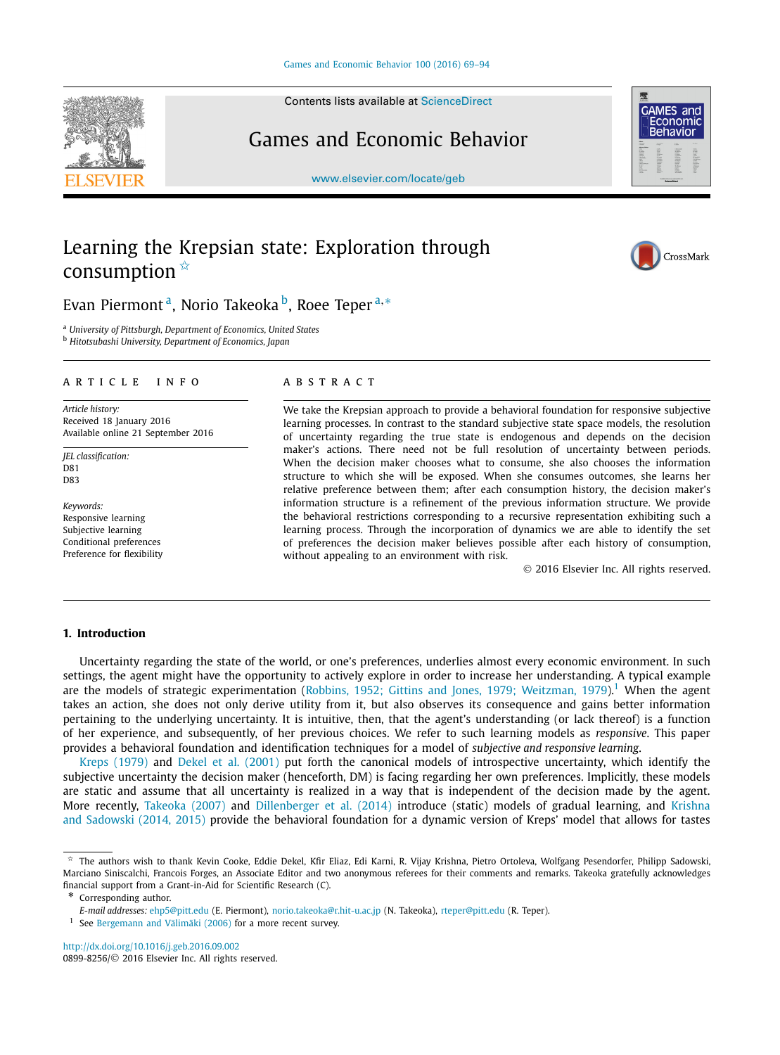# Learning the Krepsian state: Exploration through consumption ☆

Evan Piermont [a], Norio Takeoka [b], Roee Teper [a,*]

[a] University of Pittsburgh, Department of Economics, United States
[b] Hitotsubashi University, Department of Economics, Japan

**ARTICLE INFO**

*Article history:*
Received 18 January 2016
Available online 21 September 2016

*JEL classification:*
D81
D83

*Keywords:*
Responsive learning
Subjective learning
Conditional preferences
Preference for flexibility

**ABSTRACT**

We take the Krepsian approach to provide a behavioral foundation for responsive subjective learning processes. In contrast to the standard subjective state space models, the resolution of uncertainty regarding the true state is endogenous and depends on the decision maker's actions. There need not be full resolution of uncertainty between periods. When the decision maker chooses what to consume, she also chooses the information structure to which she will be exposed. When she consumes outcomes, she learns her relative preference between them; after each consumption history, the decision maker's information structure is a refinement of the previous information structure. We provide the behavioral restrictions corresponding to a recursive representation exhibiting such a learning process. Through the incorporation of dynamics we are able to identify the set of preferences the decision maker believes possible after each history of consumption, without appealing to an environment with risk.

© 2016 Elsevier Inc. All rights reserved.

## 1. Introduction

Uncertainty regarding the state of the world, or one's preferences, underlies almost every economic environment. In such settings, the agent might have the opportunity to actively explore in order to increase her understanding. A typical example are the models of strategic experimentation (Robbins, 1952; Gittins and Jones, 1979; Weitzman, 1979).[1] When the agent takes an action, she does not only derive utility from it, but also observes its consequence and gains better information pertaining to the underlying uncertainty. It is intuitive, then, that the agent's understanding (or lack thereof) is a function of her experience, and subsequently, of her previous choices. We refer to such learning models as *responsive*. This paper provides a behavioral foundation and identification techniques for a model of *subjective and responsive learning*.

Kreps (1979) and Dekel et al. (2001) put forth the canonical models of introspective uncertainty, which identify the subjective uncertainty the decision maker (henceforth, DM) is facing regarding her own preferences. Implicitly, these models are static and assume that all uncertainty is realized in a way that is independent of the decision made by the agent. More recently, Takeoka (2007) and Dillenberger et al. (2014) introduce (static) models of gradual learning, and Krishna and Sadowski (2014, 2015) provide the behavioral foundation for a dynamic version of Kreps' model that allows for tastes

---

☆ The authors wish to thank Kevin Cooke, Eddie Dekel, Kfir Eliaz, Edi Karni, R. Vijay Krishna, Pietro Ortoleva, Wolfgang Pesendorfer, Philipp Sadowski, Marciano Siniscalchi, Francois Forges, an Associate Editor and two anonymous referees for their comments and remarks. Takeoka gratefully acknowledges financial support from a Grant-in-Aid for Scientific Research (C).

\* Corresponding author.

*E-mail addresses:* ehp5@pitt.edu (E. Piermont), norio.takeoka@r.hit-u.ac.jp (N. Takeoka), rteper@pitt.edu (R. Teper).

[1] See Bergemann and Välimäki (2006) for a more recent survey.

http://dx.doi.org/10.1016/j.geb.2016.09.002
0899-8256/© 2016 Elsevier Inc. All rights reserved.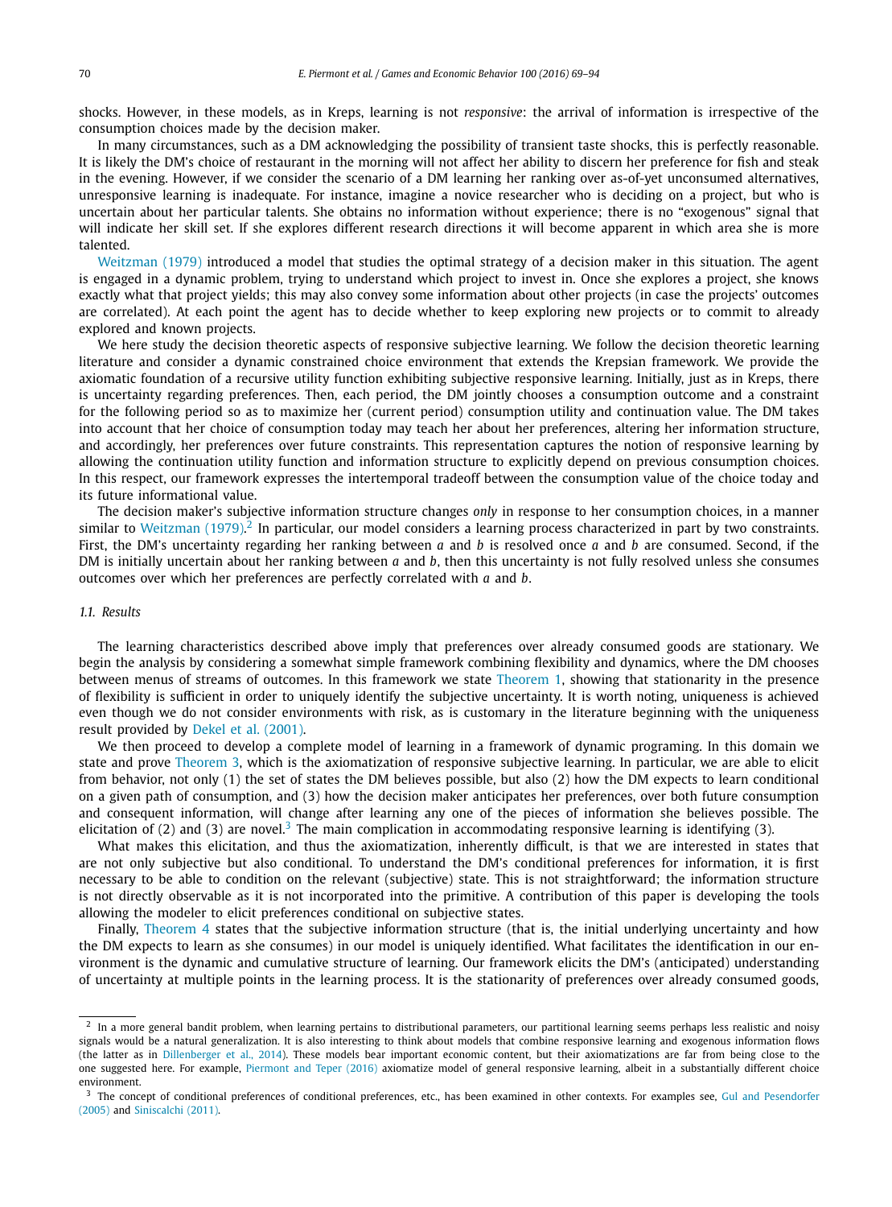shocks. However, in these models, as in Kreps, learning is not *responsive*: the arrival of information is irrespective of the consumption choices made by the decision maker.

In many circumstances, such as a DM acknowledging the possibility of transient taste shocks, this is perfectly reasonable. It is likely the DM's choice of restaurant in the morning will not affect her ability to discern her preference for fish and steak in the evening. However, if we consider the scenario of a DM learning her ranking over as-of-yet unconsumed alternatives, unresponsive learning is inadequate. For instance, imagine a novice researcher who is deciding on a project, but who is uncertain about her particular talents. She obtains no information without experience; there is no "exogenous" signal that will indicate her skill set. If she explores different research directions it will become apparent in which area she is more talented.

Weitzman (1979) introduced a model that studies the optimal strategy of a decision maker in this situation. The agent is engaged in a dynamic problem, trying to understand which project to invest in. Once she explores a project, she knows exactly what that project yields; this may also convey some information about other projects (in case the projects' outcomes are correlated). At each point the agent has to decide whether to keep exploring new projects or to commit to already explored and known projects.

We here study the decision theoretic aspects of responsive subjective learning. We follow the decision theoretic learning literature and consider a dynamic constrained choice environment that extends the Krepsian framework. We provide the axiomatic foundation of a recursive utility function exhibiting subjective responsive learning. Initially, just as in Kreps, there is uncertainty regarding preferences. Then, each period, the DM jointly chooses a consumption outcome and a constraint for the following period so as to maximize her (current period) consumption utility and continuation value. The DM takes into account that her choice of consumption today may teach her about her preferences, altering her information structure, and accordingly, her preferences over future constraints. This representation captures the notion of responsive learning by allowing the continuation utility function and information structure to explicitly depend on previous consumption choices. In this respect, our framework expresses the intertemporal tradeoff between the consumption value of the choice today and its future informational value.

The decision maker's subjective information structure changes *only* in response to her consumption choices, in a manner similar to Weitzman (1979).[2] In particular, our model considers a learning process characterized in part by two constraints. First, the DM's uncertainty regarding her ranking between $a$ and $b$ is resolved once $a$ and $b$ are consumed. Second, if the DM is initially uncertain about her ranking between $a$ and $b$, then this uncertainty is not fully resolved unless she consumes outcomes over which her preferences are perfectly correlated with $a$ and $b$.

### 1.1. Results

The learning characteristics described above imply that preferences over already consumed goods are stationary. We begin the analysis by considering a somewhat simple framework combining flexibility and dynamics, where the DM chooses between menus of streams of outcomes. In this framework we state Theorem 1, showing that stationarity in the presence of flexibility is sufficient in order to uniquely identify the subjective uncertainty. It is worth noting, uniqueness is achieved even though we do not consider environments with risk, as is customary in the literature beginning with the uniqueness result provided by Dekel et al. (2001).

We then proceed to develop a complete model of learning in a framework of dynamic programing. In this domain we state and prove Theorem 3, which is the axiomatization of responsive subjective learning. In particular, we are able to elicit from behavior, not only (1) the set of states the DM believes possible, but also (2) how the DM expects to learn conditional on a given path of consumption, and (3) how the decision maker anticipates her preferences, over both future consumption and consequent information, will change after learning any one of the pieces of information she believes possible. The elicitation of (2) and (3) are novel.[3] The main complication in accommodating responsive learning is identifying (3).

What makes this elicitation, and thus the axiomatization, inherently difficult, is that we are interested in states that are not only subjective but also conditional. To understand the DM's conditional preferences for information, it is first necessary to be able to condition on the relevant (subjective) state. This is not straightforward; the information structure is not directly observable as it is not incorporated into the primitive. A contribution of this paper is developing the tools allowing the modeler to elicit preferences conditional on subjective states.

Finally, Theorem 4 states that the subjective information structure (that is, the initial underlying uncertainty and how the DM expects to learn as she consumes) in our model is uniquely identified. What facilitates the identification in our environment is the dynamic and cumulative structure of learning. Our framework elicits the DM's (anticipated) understanding of uncertainty at multiple points in the learning process. It is the stationarity of preferences over already consumed goods,

---

[2] In a more general bandit problem, when learning pertains to distributional parameters, our partitional learning seems perhaps less realistic and noisy signals would be a natural generalization. It is also interesting to think about models that combine responsive learning and exogenous information flows (the latter as in Dillenberger et al., 2014). These models bear important economic content, but their axiomatizations are far from being close to the one suggested here. For example, Piermont and Teper (2016) axiomatize model of general responsive learning, albeit in a substantially different choice environment.

[3] The concept of conditional preferences of conditional preferences, etc., has been examined in other contexts. For examples see, Gul and Pesendorfer (2005) and Siniscalchi (2011).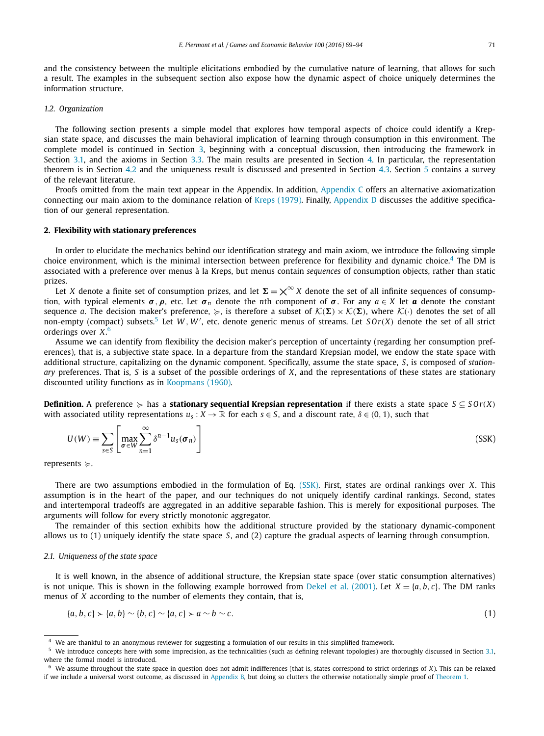and the consistency between the multiple elicitations embodied by the cumulative nature of learning, that allows for such a result. The examples in the subsequent section also expose how the dynamic aspect of choice uniquely determines the information structure.

### 1.2. Organization

The following section presents a simple model that explores how temporal aspects of choice could identify a Krepsian state space, and discusses the main behavioral implication of learning through consumption in this environment. The complete model is continued in Section 3, beginning with a conceptual discussion, then introducing the framework in Section 3.1, and the axioms in Section 3.3. The main results are presented in Section 4. In particular, the representation theorem is in Section 4.2 and the uniqueness result is discussed and presented in Section 4.3. Section 5 contains a survey of the relevant literature.

Proofs omitted from the main text appear in the Appendix. In addition, Appendix C offers an alternative axiomatization connecting our main axiom to the dominance relation of Kreps (1979). Finally, Appendix D discusses the additive specification of our general representation.

## 2. Flexibility with stationary preferences

In order to elucidate the mechanics behind our identification strategy and main axiom, we introduce the following simple choice environment, which is the minimal intersection between preference for flexibility and dynamic choice.[4] The DM is associated with a preference over menus à la Kreps, but menus contain *sequences* of consumption objects, rather than static prizes.

Let $X$ denote a finite set of consumption prizes, and let $\boldsymbol{\Sigma} = \bigtimes^{\infty} X$ denote the set of all infinite sequences of consumption, with typical elements $\boldsymbol{\sigma}, \boldsymbol{\rho}$, etc. Let $\boldsymbol{\sigma}_n$ denote the $n$th component of $\boldsymbol{\sigma}$. For any $a \in X$ let $\boldsymbol{a}$ denote the constant sequence $a$. The decision maker's preference, $\succcurlyeq$, is therefore a subset of $\mathcal{K}(\boldsymbol{\Sigma}) \times \mathcal{K}(\boldsymbol{\Sigma})$, where $\mathcal{K}(\cdot)$ denotes the set of all non-empty (compact) subsets.[5] Let $W, W'$, etc. denote generic menus of streams. Let $SOr(X)$ denote the set of all strict orderings over $X$.[6]

Assume we can identify from flexibility the decision maker's perception of uncertainty (regarding her consumption preferences), that is, a subjective state space. In a departure from the standard Krepsian model, we endow the state space with additional structure, capitalizing on the dynamic component. Specifically, assume the state space, $S$, is composed of *stationary* preferences. That is, $S$ is a subset of the possible orderings of $X$, and the representations of these states are stationary discounted utility functions as in Koopmans (1960).

**Definition.** A preference $\succcurlyeq$ has a **stationary sequential Krepsian representation** if there exists a state space $S \subseteq SOr(X)$ with associated utility representations $u_s : X \to \mathbb{R}$ for each $s \in S$, and a discount rate, $\delta \in (0, 1)$, such that

$$U(W) \equiv \sum_{s \in S} \left[ \max_{\boldsymbol{\sigma} \in W} \sum_{n=1}^{\infty} \delta^{n-1} u_s(\boldsymbol{\sigma}_n) \right] \tag{SSK}$$

represents $\succcurlyeq$.

There are two assumptions embodied in the formulation of Eq. (SSK). First, states are ordinal rankings over $X$. This assumption is in the heart of the paper, and our techniques do not uniquely identify cardinal rankings. Second, states and intertemporal tradeoffs are aggregated in an additive separable fashion. This is merely for expositional purposes. The arguments will follow for every strictly monotonic aggregator.

The remainder of this section exhibits how the additional structure provided by the stationary dynamic-component allows us to (1) uniquely identify the state space $S$, and (2) capture the gradual aspects of learning through consumption.

### 2.1. Uniqueness of the state space

It is well known, in the absence of additional structure, the Krepsian state space (over static consumption alternatives) is not unique. This is shown in the following example borrowed from Dekel et al. (2001). Let $X = \{a, b, c\}$. The DM ranks menus of $X$ according to the number of elements they contain, that is,

$$\{a, b, c\} \succ \{a, b\} \sim \{b, c\} \sim \{a, c\} \succ a \sim b \sim c. \tag{1}$$

[4] We are thankful to an anonymous reviewer for suggesting a formulation of our results in this simplified framework.

[5] We introduce concepts here with some imprecision, as the technicalities (such as defining relevant topologies) are thoroughly discussed in Section 3.1, where the formal model is introduced.

[6] We assume throughout the state space in question does not admit indifferences (that is, states correspond to strict orderings of $X$). This can be relaxed if we include a universal worst outcome, as discussed in Appendix B, but doing so clutters the otherwise notationally simple proof of Theorem 1.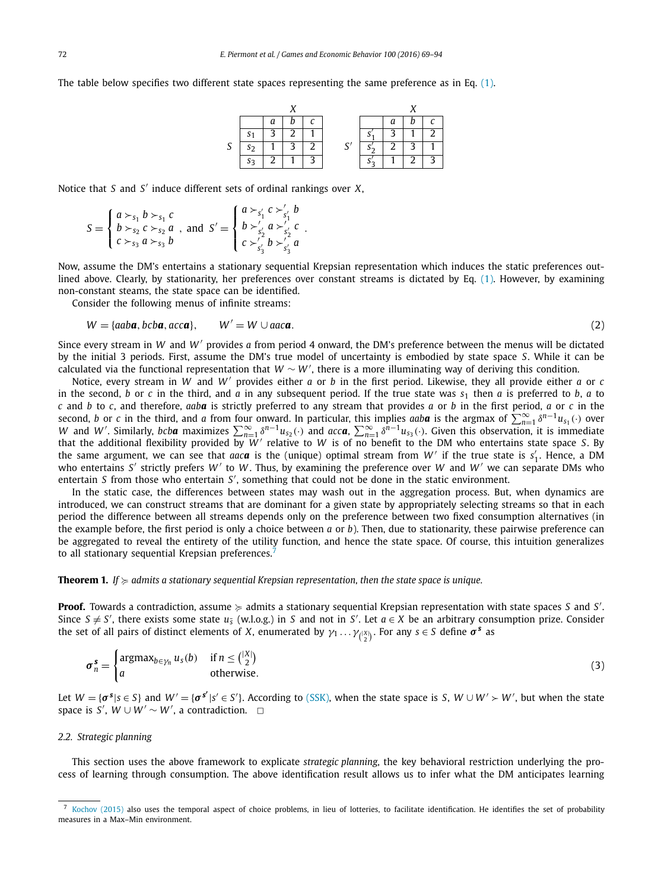The table below specifies two different state spaces representing the same preference as in Eq. (1).

| $S$ | $a$ | $b$ | $c$ |
|---|---|---|---|
| $s_1$ | 3 | 2 | 1 |
| $s_2$ | 1 | 3 | 2 |
| $s_3$ | 2 | 1 | 3 |

| $S'$ | $a$ | $b$ | $c$ |
|---|---|---|---|
| $s'_1$ | 3 | 1 | 2 |
| $s'_2$ | 2 | 3 | 1 |
| $s'_3$ | 1 | 2 | 3 |

Notice that $S$ and $S'$ induce different sets of ordinal rankings over $X$,

$$S = \begin{cases} a \succ_{s_1} b \succ_{s_1} c \\ b \succ_{s_2} c \succ_{s_2} a \\ c \succ_{s_3} a \succ_{s_3} b \end{cases}, \text{ and } S' = \begin{cases} a \succ_{s'_1} c \succ'_{s'_1} b \\ b \succ'_{s'_2} a \succ'_{s'_2} c \\ c \succ'_{s'_3} b \succ'_{s'_3} a \end{cases}.$$

Now, assume the DM's entertains a stationary sequential Krepsian representation which induces the static preferences outlined above. Clearly, by stationarity, her preferences over constant streams is dictated by Eq. (1). However, by examining non-constant steams, the state space can be identified.

Consider the following menus of infinite streams:

$$W = \{aab\boldsymbol{a}, bcb\boldsymbol{a}, acc\boldsymbol{a}\}, \qquad W' = W \cup aac\boldsymbol{a}. \tag{2}$$

Since every stream in $W$ and $W'$ provides $a$ from period 4 onward, the DM's preference between the menus will be dictated by the initial 3 periods. First, assume the DM's true model of uncertainty is embodied by state space $S$. While it can be calculated via the functional representation that $W \sim W'$, there is a more illuminating way of deriving this condition.

Notice, every stream in $W$ and $W'$ provides either $a$ or $b$ in the first period. Likewise, they all provide either $a$ or $c$ in the second, $b$ or $c$ in the third, and $a$ in any subsequent period. If the true state was $s_1$ then $a$ is preferred to $b$, $a$ to $c$ and $b$ to $c$, and therefore, $aab\boldsymbol{a}$ is strictly preferred to any stream that provides $a$ or $b$ in the first period, $a$ or $c$ in the second, $b$ or $c$ in the third, and $a$ from four onward. In particular, this implies $aab\boldsymbol{a}$ is the argmax of $\sum_{n=1}^{\infty}\delta^{n-1}u_{s_1}(\cdot)$ over $W$ and $W'$. Similarly, $bcb\boldsymbol{a}$ maximizes $\sum_{n=1}^{\infty}\delta^{n-1}u_{s_2}(\cdot)$ and $acc\boldsymbol{a}$, $\sum_{n=1}^{\infty}\delta^{n-1}u_{s_3}(\cdot)$. Given this observation, it is immediate that the additional flexibility provided by $W'$ relative to $W$ is of no benefit to the DM who entertains state space $S$. By the same argument, we can see that $aac\boldsymbol{a}$ is the (unique) optimal stream from $W'$ if the true state is $s'_1$. Hence, a DM who entertains $S'$ strictly prefers $W'$ to $W$. Thus, by examining the preference over $W$ and $W'$ we can separate DMs who entertain $S$ from those who entertain $S'$, something that could not be done in the static environment.

In the static case, the differences between states may wash out in the aggregation process. But, when dynamics are introduced, we can construct streams that are dominant for a given state by appropriately selecting streams so that in each period the difference between all streams depends only on the preference between two fixed consumption alternatives (in the example before, the first period is only a choice between $a$ or $b$). Then, due to stationarity, these pairwise preference can be aggregated to reveal the entirety of the utility function, and hence the state space. Of course, this intuition generalizes to all stationary sequential Krepsian preferences.[7]

**Theorem 1.** *If $\succcurlyeq$ admits a stationary sequential Krepsian representation, then the state space is unique.*

**Proof.** Towards a contradiction, assume $\succcurlyeq$ admits a stationary sequential Krepsian representation with state spaces $S$ and $S'$. Since $S \neq S'$, there exists some state $u_{\bar{s}}$ (w.l.o.g.) in $S$ and not in $S'$. Let $a \in X$ be an arbitrary consumption prize. Consider the set of all pairs of distinct elements of $X$, enumerated by $\gamma_1 \ldots \gamma_{\binom{|X|}{2}}$. For any $s \in S$ define $\boldsymbol{\sigma^s}$ as

$$\boldsymbol{\sigma}^{\boldsymbol{s}}_n = \begin{cases} \operatorname{argmax}_{b \in \gamma_n} u_s(b) & \text{if } n \leq \binom{|X|}{2} \\ a & \text{otherwise.} \end{cases} \tag{3}$$

Let $W = \{\boldsymbol{\sigma^s} | s \in S\}$ and $W' = \{\boldsymbol{\sigma^{s'}} | s' \in S'\}$. According to (SSK), when the state space is $S$, $W \cup W' \succ W'$, but when the state space is $S'$, $W \cup W' \sim W'$, a contradiction. $\square$

### 2.2. Strategic planning

This section uses the above framework to explicate *strategic planning*, the key behavioral restriction underlying the process of learning through consumption. The above identification result allows us to infer what the DM anticipates learning

---

[7] Kochov (2015) also uses the temporal aspect of choice problems, in lieu of lotteries, to facilitate identification. He identifies the set of probability measures in a Max–Min environment.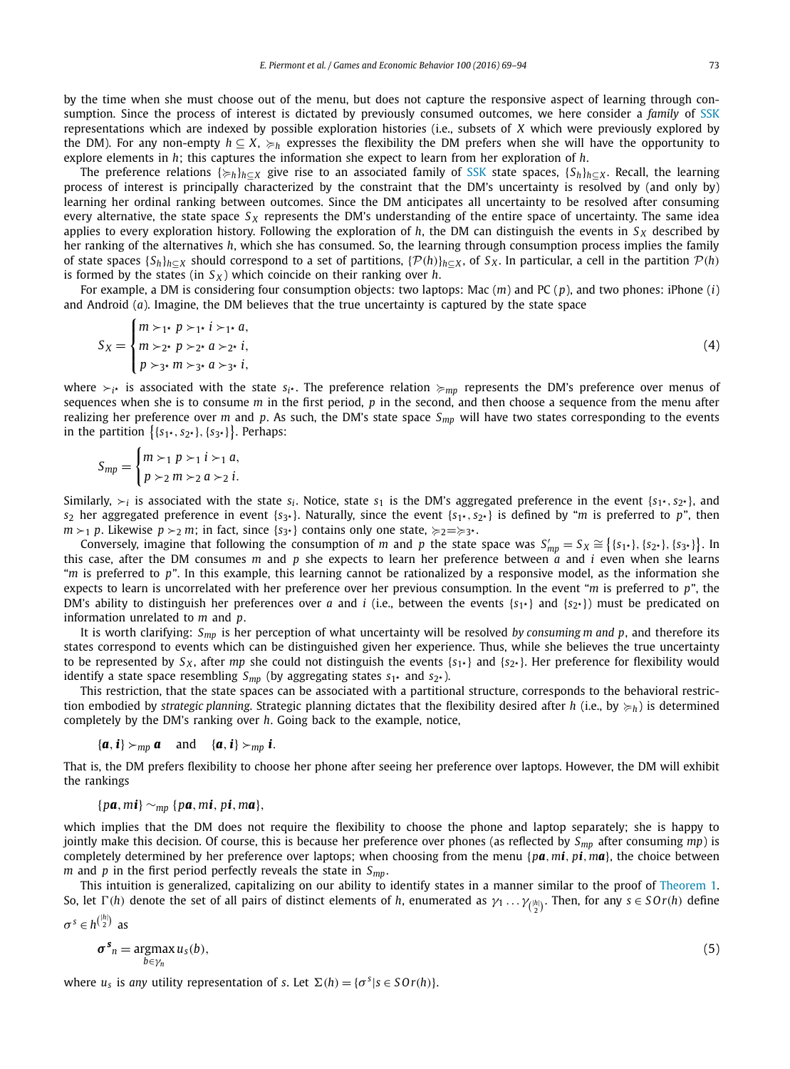by the time when she must choose out of the menu, but does not capture the responsive aspect of learning through consumption. Since the process of interest is dictated by previously consumed outcomes, we here consider a *family* of SSK representations which are indexed by possible exploration histories (i.e., subsets of $X$ which were previously explored by the DM). For any non-empty $h \subseteq X$, $\succcurlyeq_h$ expresses the flexibility the DM prefers when she will have the opportunity to explore elements in $h$; this captures the information she expect to learn from her exploration of $h$.

The preference relations $\{\succcurlyeq_h\}_{h \subseteq X}$ give rise to an associated family of SSK state spaces, $\{S_h\}_{h \subseteq X}$. Recall, the learning process of interest is principally characterized by the constraint that the DM's uncertainty is resolved by (and only by) learning her ordinal ranking between outcomes. Since the DM anticipates all uncertainty to be resolved after consuming every alternative, the state space $S_X$ represents the DM's understanding of the entire space of uncertainty. The same idea applies to every exploration history. Following the exploration of $h$, the DM can distinguish the events in $S_X$ described by her ranking of the alternatives $h$, which she has consumed. So, the learning through consumption process implies the family of state spaces $\{S_h\}_{h \subseteq X}$ should correspond to a set of partitions, $\{\mathcal{P}(h)\}_{h \subseteq X}$, of $S_X$. In particular, a cell in the partition $\mathcal{P}(h)$ is formed by the states (in $S_X$) which coincide on their ranking over $h$.

For example, a DM is considering four consumption objects: two laptops: Mac ($m$) and PC ($p$), and two phones: iPhone ($i$) and Android ($a$). Imagine, the DM believes that the true uncertainty is captured by the state space

$$S_X = \begin{cases} m \succ_{1^\star} p \succ_{1^\star} i \succ_{1^\star} a, \\ m \succ_{2^\star} p \succ_{2^\star} a \succ_{2^\star} i, \\ p \succ_{3^\star} m \succ_{3^\star} a \succ_{3^\star} i, \end{cases} \tag{4}$$

where $\succ_{i^\star}$ is associated with the state $s_{i^\star}$. The preference relation $\succcurlyeq_{mp}$ represents the DM's preference over menus of sequences when she is to consume $m$ in the first period, $p$ in the second, and then choose a sequence from the menu after realizing her preference over $m$ and $p$. As such, the DM's state space $S_{mp}$ will have two states corresponding to the events in the partition $\{\{s_{1^\star}, s_{2^\star}\}, \{s_{3^\star}\}\}$. Perhaps:

$$S_{mp} = \begin{cases} m \succ_1 p \succ_1 i \succ_1 a, \\ p \succ_2 m \succ_2 a \succ_2 i. \end{cases}$$

Similarly, $\succ_i$ is associated with the state $s_i$. Notice, state $s_1$ is the DM's aggregated preference in the event $\{s_{1^\star}, s_{2^\star}\}$, and $s_2$ her aggregated preference in event $\{s_{3^\star}\}$. Naturally, since the event $\{s_{1^\star}, s_{2^\star}\}$ is defined by "$m$ is preferred to $p$", then $m \succ_1 p$. Likewise $p \succ_2 m$; in fact, since $\{s_{3^\star}\}$ contains only one state, $\succcurlyeq_2 = \succcurlyeq_{3^\star}$.

Conversely, imagine that following the consumption of $m$ and $p$ the state space was $S'_{mp} = S_X \cong \{\{s_{1^\star}\}, \{s_{2^\star}\}, \{s_{3^\star}\}\}$. In this case, after the DM consumes $m$ and $p$ she expects to learn her preference between $a$ and $i$ even when she learns "$m$ is preferred to $p$". In this example, this learning cannot be rationalized by a responsive model, as the information she expects to learn is uncorrelated with her preference over her previous consumption. In the event "$m$ is preferred to $p$", the DM's ability to distinguish her preferences over $a$ and $i$ (i.e., between the events $\{s_{1^\star}\}$ and $\{s_{2^\star}\}$) must be predicated on information unrelated to $m$ and $p$.

It is worth clarifying: $S_{mp}$ is her perception of what uncertainty will be resolved *by consuming m and p*, and therefore its states correspond to events which can be distinguished given her experience. Thus, while she believes the true uncertainty to be represented by $S_X$, after $mp$ she could not distinguish the events $\{s_{1^\star}\}$ and $\{s_{2^\star}\}$. Her preference for flexibility would identify a state space resembling $S_{mp}$ (by aggregating states $s_{1^\star}$ and $s_{2^\star}$).

This restriction, that the state spaces can be associated with a partitional structure, corresponds to the behavioral restriction embodied by *strategic planning*. Strategic planning dictates that the flexibility desired after $h$ (i.e., by $\succcurlyeq_h$) is determined completely by the DM's ranking over $h$. Going back to the example, notice,

$$\{\boldsymbol{a}, \boldsymbol{i}\} \succ_{mp} \boldsymbol{a} \quad \text{and} \quad \{\boldsymbol{a}, \boldsymbol{i}\} \succ_{mp} \boldsymbol{i}.$$

That is, the DM prefers flexibility to choose her phone after seeing her preference over laptops. However, the DM will exhibit the rankings

$$\{p\boldsymbol{a}, m\boldsymbol{i}\} \sim_{mp} \{p\boldsymbol{a}, m\boldsymbol{i}, p\boldsymbol{i}, m\boldsymbol{a}\},$$

which implies that the DM does not require the flexibility to choose the phone and laptop separately; she is happy to jointly make this decision. Of course, this is because her preference over phones (as reflected by $S_{mp}$ after consuming $mp$) is completely determined by her preference over laptops; when choosing from the menu $\{p\boldsymbol{a}, m\boldsymbol{i}, p\boldsymbol{i}, m\boldsymbol{a}\}$, the choice between $m$ and $p$ in the first period perfectly reveals the state in $S_{mp}$.

This intuition is generalized, capitalizing on our ability to identify states in a manner similar to the proof of Theorem 1. So, let $\Gamma(h)$ denote the set of all pairs of distinct elements of $h$, enumerated as $\gamma_1 \ldots \gamma_{\binom{|h|}{2}}$. Then, for any $s \in SOr(h)$ define $\sigma^s \in h^{\binom{|h|}{2}}$ as

$$\boldsymbol{\sigma^s}_n = \operatorname*{argmax}_{b \in \gamma_n} u_s(b), \tag{5}$$

where $u_s$ is *any* utility representation of $s$. Let $\Sigma(h) = \{\sigma^s | s \in SOr(h)\}$.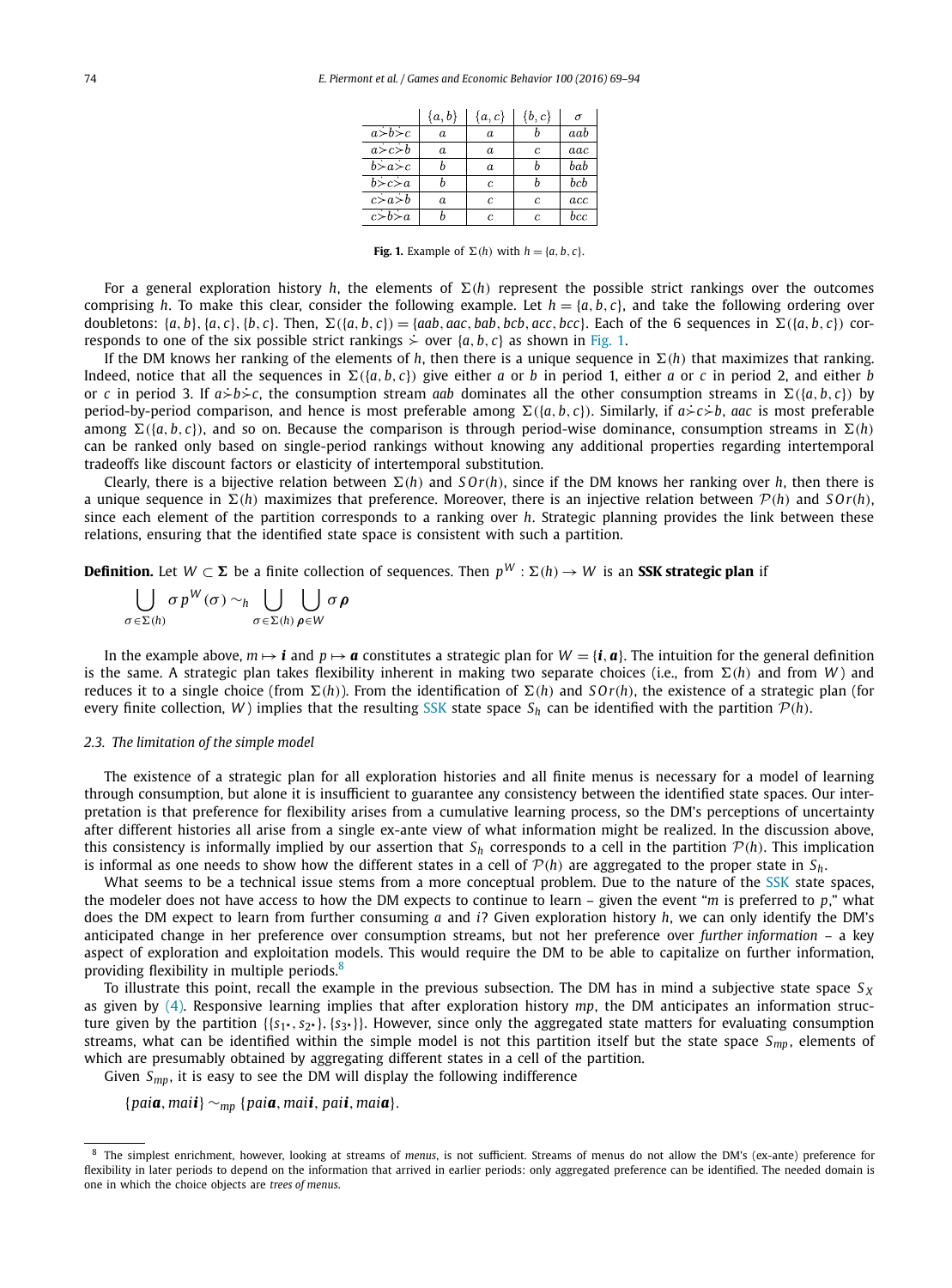|  | $\{a,b\}$ | $\{a,c\}$ | $\{b,c\}$ | $\sigma$ |
|---|---|---|---|---|
| $a \dot{\succ} b \dot{\succ} c$ | $a$ | $a$ | $b$ | $aab$ |
| $a \dot{\succ} c \dot{\succ} b$ | $a$ | $a$ | $c$ | $aac$ |
| $b \dot{\succ} a \dot{\succ} c$ | $b$ | $a$ | $b$ | $bab$ |
| $b \dot{\succ} c \dot{\succ} a$ | $b$ | $c$ | $b$ | $bcb$ |
| $c \dot{\succ} a \dot{\succ} b$ | $a$ | $c$ | $c$ | $acc$ |
| $c \dot{\succ} b \dot{\succ} a$ | $b$ | $c$ | $c$ | $bcc$ |

**Fig. 1.** Example of $\Sigma(h)$ with $h = \{a, b, c\}$.

For a general exploration history $h$, the elements of $\Sigma(h)$ represent the possible strict rankings over the outcomes comprising $h$. To make this clear, consider the following example. Let $h = \{a, b, c\}$, and take the following ordering over doubletons: $\{a, b\}, \{a, c\}, \{b, c\}$. Then, $\Sigma(\{a, b, c\}) = \{aab, aac, bab, bcb, acc, bcc\}$. Each of the 6 sequences in $\Sigma(\{a, b, c\})$ corresponds to one of the six possible strict rankings $\dot{\succ}$ over $\{a, b, c\}$ as shown in Fig. 1.

If the DM knows her ranking of the elements of $h$, then there is a unique sequence in $\Sigma(h)$ that maximizes that ranking. Indeed, notice that all the sequences in $\Sigma(\{a, b, c\})$ give either $a$ or $b$ in period 1, either $a$ or $c$ in period 2, and either $b$ or $c$ in period 3. If $a \dot{\succ} b \dot{\succ} c$, the consumption stream $aab$ dominates all the other consumption streams in $\Sigma(\{a, b, c\})$ by period-by-period comparison, and hence is most preferable among $\Sigma(\{a, b, c\})$. Similarly, if $a \dot{\succ} c \dot{\succ} b$, $aac$ is most preferable among $\Sigma(\{a, b, c\})$, and so on. Because the comparison is through period-wise dominance, consumption streams in $\Sigma(h)$ can be ranked only based on single-period rankings without knowing any additional properties regarding intertemporal tradeoffs like discount factors or elasticity of intertemporal substitution.

Clearly, there is a bijective relation between $\Sigma(h)$ and $SOr(h)$, since if the DM knows her ranking over $h$, then there is a unique sequence in $\Sigma(h)$ maximizes that preference. Moreover, there is an injective relation between $\mathcal{P}(h)$ and $SOr(h)$, since each element of the partition corresponds to a ranking over $h$. Strategic planning provides the link between these relations, ensuring that the identified state space is consistent with such a partition.

**Definition.** Let $W \subset \boldsymbol{\Sigma}$ be a finite collection of sequences. Then $p^W : \Sigma(h) \to W$ is an **SSK strategic plan** if

$$\bigcup_{\sigma \in \Sigma(h)} \sigma\, p^W(\sigma) \sim_h \bigcup_{\sigma \in \Sigma(h)} \bigcup_{\boldsymbol{\rho} \in W} \sigma \boldsymbol{\rho}$$

In the example above, $m \mapsto \boldsymbol{i}$ and $p \mapsto \boldsymbol{a}$ constitutes a strategic plan for $W = \{\boldsymbol{i}, \boldsymbol{a}\}$. The intuition for the general definition is the same. A strategic plan takes flexibility inherent in making two separate choices (i.e., from $\Sigma(h)$ and from $W$) and reduces it to a single choice (from $\Sigma(h)$). From the identification of $\Sigma(h)$ and $SOr(h)$, the existence of a strategic plan (for every finite collection, $W$) implies that the resulting SSK state space $S_h$ can be identified with the partition $\mathcal{P}(h)$.

### 2.3. The limitation of the simple model

The existence of a strategic plan for all exploration histories and all finite menus is necessary for a model of learning through consumption, but alone it is insufficient to guarantee any consistency between the identified state spaces. Our interpretation is that preference for flexibility arises from a cumulative learning process, so the DM's perceptions of uncertainty after different histories all arise from a single ex-ante view of what information might be realized. In the discussion above, this consistency is informally implied by our assertion that $S_h$ corresponds to a cell in the partition $\mathcal{P}(h)$. This implication is informal as one needs to show how the different states in a cell of $\mathcal{P}(h)$ are aggregated to the proper state in $S_h$.

What seems to be a technical issue stems from a more conceptual problem. Due to the nature of the SSK state spaces, the modeler does not have access to how the DM expects to continue to learn – given the event "$m$ is preferred to $p$," what does the DM expect to learn from further consuming $a$ and $i$? Given exploration history $h$, we can only identify the DM's anticipated change in her preference over consumption streams, but not her preference over *further information* – a key aspect of exploration and exploitation models. This would require the DM to be able to capitalize on further information, providing flexibility in multiple periods.[8]

To illustrate this point, recall the example in the previous subsection. The DM has in mind a subjective state space $S_X$ as given by (4). Responsive learning implies that after exploration history $mp$, the DM anticipates an information structure given by the partition $\{\{s_{1\star}, s_{2\star}\}, \{s_{3\star}\}\}$. However, since only the aggregated state matters for evaluating consumption streams, what can be identified within the simple model is not this partition itself but the state space $S_{mp}$, elements of which are presumably obtained by aggregating different states in a cell of the partition.

Given $S_{mp}$, it is easy to see the DM will display the following indifference

$$\{pai\boldsymbol{a}, mai\boldsymbol{i}\} \sim_{mp} \{pai\boldsymbol{a}, mai\boldsymbol{i}, pai\boldsymbol{i}, mai\boldsymbol{a}\}.$$

[8] The simplest enrichment, however, looking at streams of *menus*, is not sufficient. Streams of menus do not allow the DM's (ex-ante) preference for flexibility in later periods to depend on the information that arrived in earlier periods: only aggregated preference can be identified. The needed domain is one in which the choice objects are *trees of menus*.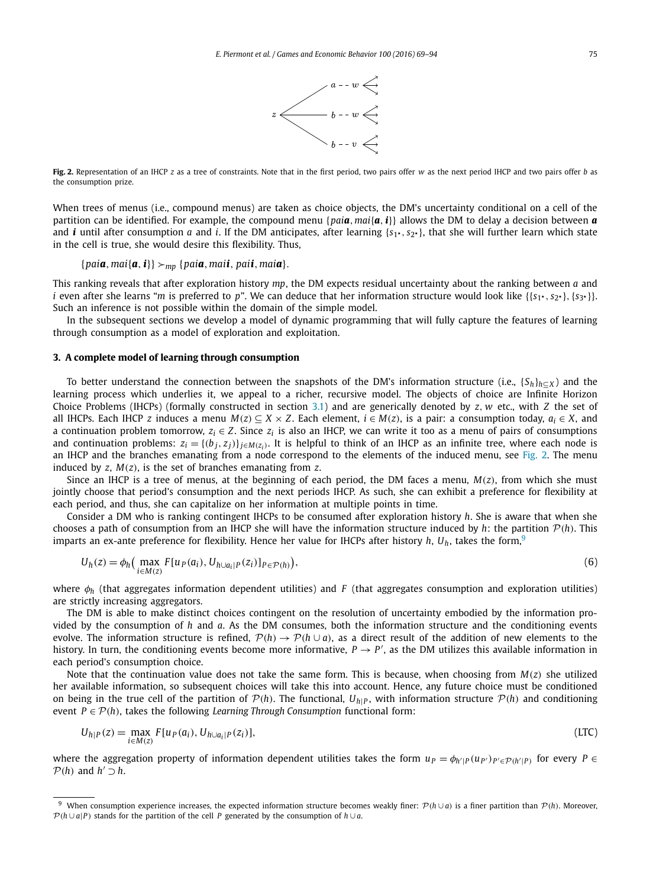**Fig. 2.** Representation of an IHCP $z$ as a tree of constraints. Note that in the first period, two pairs offer $w$ as the next period IHCP and two pairs offer $b$ as the consumption prize.

When trees of menus (i.e., compound menus) are taken as choice objects, the DM's uncertainty conditional on a cell of the partition can be identified. For example, the compound menu $\{pai\boldsymbol{a}, mai\{\boldsymbol{a}, \boldsymbol{i}\}\}$ allows the DM to delay a decision between $\boldsymbol{a}$ and $\boldsymbol{i}$ until after consumption $a$ and $i$. If the DM anticipates, after learning $\{s_{1\star}, s_{2\star}\}$, that she will further learn which state in the cell is true, she would desire this flexibility. Thus,

$$\{pai\boldsymbol{a}, mai\{\boldsymbol{a}, \boldsymbol{i}\}\} \succ_{mp} \{pai\boldsymbol{a}, mai\boldsymbol{i}, pai\boldsymbol{i}, mai\boldsymbol{a}\}.$$

This ranking reveals that after exploration history $mp$, the DM expects residual uncertainty about the ranking between $a$ and $i$ even after she learns "$m$ is preferred to $p$". We can deduce that her information structure would look like $\{\{s_{1\star}, s_{2\star}\}, \{s_{3\star}\}\}$. Such an inference is not possible within the domain of the simple model.

In the subsequent sections we develop a model of dynamic programming that will fully capture the features of learning through consumption as a model of exploration and exploitation.

## 3. A complete model of learning through consumption

To better understand the connection between the snapshots of the DM's information structure (i.e., $\{S_h\}_{h \subseteq X}$) and the learning process which underlies it, we appeal to a richer, recursive model. The objects of choice are Infinite Horizon Choice Problems (IHCPs) (formally constructed in section 3.1) and are generically denoted by $z, w$ etc., with $Z$ the set of all IHCPs. Each IHCP $z$ induces a menu $M(z) \subseteq X \times Z$. Each element, $i \in M(z)$, is a pair: a consumption today, $a_i \in X$, and a continuation problem tomorrow, $z_i \in Z$. Since $z_i$ is also an IHCP, we can write it too as a menu of pairs of consumptions and continuation problems: $z_i = \{(b_j, z_j)\}_{j \in M(z_i)}$. It is helpful to think of an IHCP as an infinite tree, where each node is an IHCP and the branches emanating from a node correspond to the elements of the induced menu, see Fig. 2. The menu induced by $z$, $M(z)$, is the set of branches emanating from $z$.

Since an IHCP is a tree of menus, at the beginning of each period, the DM faces a menu, $M(z)$, from which she must jointly choose that period's consumption and the next periods IHCP. As such, she can exhibit a preference for flexibility at each period, and thus, she can capitalize on her information at multiple points in time.

Consider a DM who is ranking contingent IHCPs to be consumed after exploration history $h$. She is aware that when she chooses a path of consumption from an IHCP she will have the information structure induced by $h$: the partition $\mathcal{P}(h)$. This imparts an ex-ante preference for flexibility. Hence her value for IHCPs after history $h$, $U_h$, takes the form,[9]

$$U_h(z) = \phi_h\Big(\max_{i \in M(z)} F[u_P(a_i), U_{h \cup a_i|P}(z_i)]_{P \in \mathcal{P}(h)}\Big), \tag{6}$$

where $\phi_h$ (that aggregates information dependent utilities) and $F$ (that aggregates consumption and exploration utilities) are strictly increasing aggregators.

The DM is able to make distinct choices contingent on the resolution of uncertainty embodied by the information provided by the consumption of $h$ and $a$. As the DM consumes, both the information structure and the conditioning events evolve. The information structure is refined, $\mathcal{P}(h) \to \mathcal{P}(h \cup a)$, as a direct result of the addition of new elements to the history. In turn, the conditioning events become more informative, $P \to P'$, as the DM utilizes this available information in each period's consumption choice.

Note that the continuation value does not take the same form. This is because, when choosing from $M(z)$ she utilized her available information, so subsequent choices will take this into account. Hence, any future choice must be conditioned on being in the true cell of the partition of $\mathcal{P}(h)$. The functional, $U_{h|P}$, with information structure $\mathcal{P}(h)$ and conditioning event $P \in \mathcal{P}(h)$, takes the following *Learning Through Consumption* functional form:

$$U_{h|P}(z) = \max_{i \in M(z)} F[u_P(a_i), U_{h \cup a_i|P}(z_i)], \tag{LTC}$$

where the aggregation property of information dependent utilities takes the form $u_P = \phi_{h'|P}(u_{P'})_{P' \in \mathcal{P}(h'|P)}$ for every $P \in \mathcal{P}(h)$ and $h' \supset h$.

[9] When consumption experience increases, the expected information structure becomes weakly finer: $\mathcal{P}(h \cup a)$ is a finer partition than $\mathcal{P}(h)$. Moreover, $\mathcal{P}(h \cup a|P)$ stands for the partition of the cell $P$ generated by the consumption of $h \cup a$.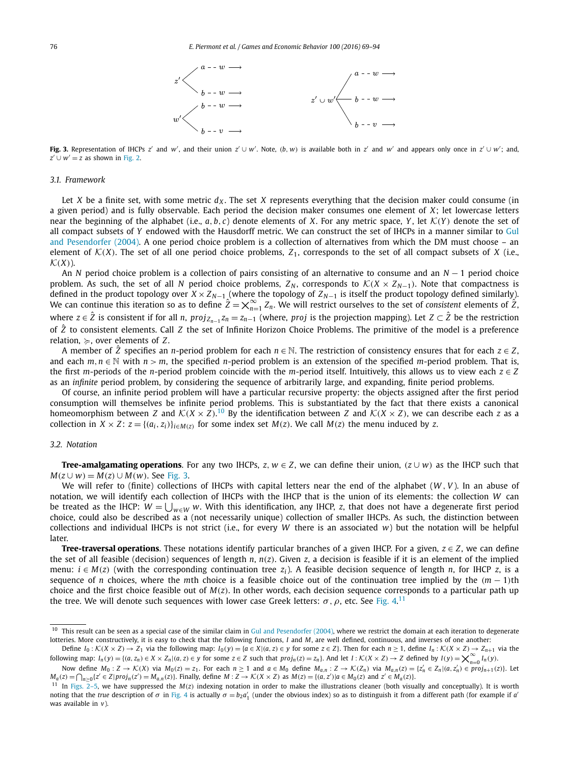**Fig. 3.** Representation of IHCPs $z'$ and $w'$, and their union $z' \cup w'$. Note, $(b, w)$ is available both in $z'$ and $w'$ and appears only once in $z' \cup w'$; and, $z' \cup w' = z$ as shown in Fig. 2.

### 3.1. Framework

Let $X$ be a finite set, with some metric $d_X$. The set $X$ represents everything that the decision maker could consume (in a given period) and is fully observable. Each period the decision maker consumes one element of $X$; let lowercase letters near the beginning of the alphabet (i.e., $a, b, c$) denote elements of $X$. For any metric space, $Y$, let $\mathcal{K}(Y)$ denote the set of all compact subsets of $Y$ endowed with the Hausdorff metric. We can construct the set of IHCPs in a manner similar to Gul and Pesendorfer (2004). A one period choice problem is a collection of alternatives from which the DM must choose – an element of $\mathcal{K}(X)$. The set of all one period choice problems, $Z_1$, corresponds to the set of all compact subsets of $X$ (i.e., $\mathcal{K}(X)$).

An $N$ period choice problem is a collection of pairs consisting of an alternative to consume and an $N-1$ period choice problem. As such, the set of all $N$ period choice problems, $Z_N$, corresponds to $\mathcal{K}(X \times Z_{N-1})$. Note that compactness is defined in the product topology over $X \times Z_{N-1}$ (where the topology of $Z_{N-1}$ is itself the product topology defined similarly). We can continue this iteration so as to define $\hat{Z} = \bigtimes_{n=1}^{\infty} Z_n$. We will restrict ourselves to the set of *consistent* elements of $\hat{Z}$, where $z \in \hat{Z}$ is consistent if for all $n$, $proj_{Z_{n-1}} z_n = z_{n-1}$ (where, $proj$ is the projection mapping). Let $Z \subset \hat{Z}$ be the restriction of $\hat{Z}$ to consistent elements. Call $Z$ the set of Infinite Horizon Choice Problems. The primitive of the model is a preference relation, $\succcurlyeq$, over elements of $Z$.

A member of $\hat{Z}$ specifies an $n$-period problem for each $n \in \mathbb{N}$. The restriction of consistency ensures that for each $z \in Z$, and each $m, n \in \mathbb{N}$ with $n > m$, the specified $n$-period problem is an extension of the specified $m$-period problem. That is, the first $m$-periods of the $n$-period problem coincide with the $m$-period itself. Intuitively, this allows us to view each $z \in Z$ as an *infinite* period problem, by considering the sequence of arbitrarily large, and expanding, finite period problems.

Of course, an infinite period problem will have a particular recursive property: the objects assigned after the first period consumption will themselves be infinite period problems. This is substantiated by the fact that there exists a canonical homeomorphism between $Z$ and $\mathcal{K}(X \times Z)$.[10] By the identification between $Z$ and $\mathcal{K}(X \times Z)$, we can describe each $z$ as a collection in $X \times Z$: $z = \{(a_i, z_i)\}_{i \in M(z)}$ for some index set $M(z)$. We call $M(z)$ the menu induced by $z$.

### 3.2. Notation

**Tree-amalgamating operations**. For any two IHCPs, $z, w \in Z$, we can define their union, $(z \cup w)$ as the IHCP such that $M(z \cup w) = M(z) \cup M(w)$. See Fig. 3.

We will refer to (finite) collections of IHCPs with capital letters near the end of the alphabet $(W, V)$. In an abuse of notation, we will identify each collection of IHCPs with the IHCP that is the union of its elements: the collection $W$ can be treated as the IHCP: $W = \bigcup_{w \in W} w$. With this identification, any IHCP, $z$, that does not have a degenerate first period choice, could also be described as a (not necessarily unique) collection of smaller IHCPs. As such, the distinction between collections and individual IHCPs is not strict (i.e., for every $W$ there is an associated $w$) but the notation will be helpful later.

**Tree-traversal operations**. These notations identify particular branches of a given IHCP. For a given, $z \in Z$, we can define the set of all feasible (decision) sequences of length $n$, $n(z)$. Given $z$, a decision is feasible if it is an element of the implied menu: $i \in M(z)$ (with the corresponding continuation tree $z_i$). A feasible decision sequence of length $n$, for IHCP $z$, is a sequence of $n$ choices, where the $m$th choice is a feasible choice out of the continuation tree implied by the $(m-1)$th choice and the first choice feasible out of $M(z)$. In other words, each decision sequence corresponds to a particular path up the tree. We will denote such sequences with lower case Greek letters: $\sigma, \rho$, etc. See Fig. 4.[11]

---

[10] This result can be seen as a special case of the similar claim in Gul and Pesendorfer (2004), where we restrict the domain at each iteration to degenerate lotteries. More constructively, it is easy to check that the following functions, $I$ and $M$, are well defined, continuous, and inverses of one another:

Define $I_0 : \mathcal{K}(X \times Z) \to Z_1$ via the following map: $I_0(y) = \{a \in X | (a, z) \in y$ for some $z \in Z\}$. Then for each $n \geq 1$, define $I_n : \mathcal{K}(X \times Z) \to Z_{n+1}$ via the following map: $I_n(y) = \{(a, z_n) \in X \times Z_n | (a, z) \in y$ for some $z \in Z$ such that $proj_n(z) = z_n\}$. And let $I : \mathcal{K}(X \times Z) \to Z$ defined by $I(y) = \bigtimes_{n=0}^{\infty} I_n(y)$.

Now define $M_0 : Z \to \mathcal{K}(X)$ via $M_0(z) = z_1$. For each $n \geq 1$ and $a \in M_0$ define $M_{a,n} : Z \to \mathcal{K}(Z_n)$ via $M_{a,n}(z) = \{z'_n \in Z_n | (a, z'_n) \in proj_{n+1}(z)\}$. Let $M_a(z) = \bigcap_{n \geq 0}\{z' \in Z | proj_n(z') = M_{a,n}(z)\}$. Finally, define $M : Z \to \mathcal{K}(X \times Z)$ as $M(z) = \{(a, z') | a \in M_0(z)$ and $z' \in M_a(z)\}$.

[11] In Figs. 2–5, we have suppressed the $M(z)$ indexing notation in order to make the illustrations cleaner (both visually and conceptually). It is worth noting that the *true* description of $\sigma$ in Fig. 4 is actually $\sigma = b_2 a'_1$ (under the obvious index) so as to distinguish it from a different path (for example if $a'$ was available in $v$).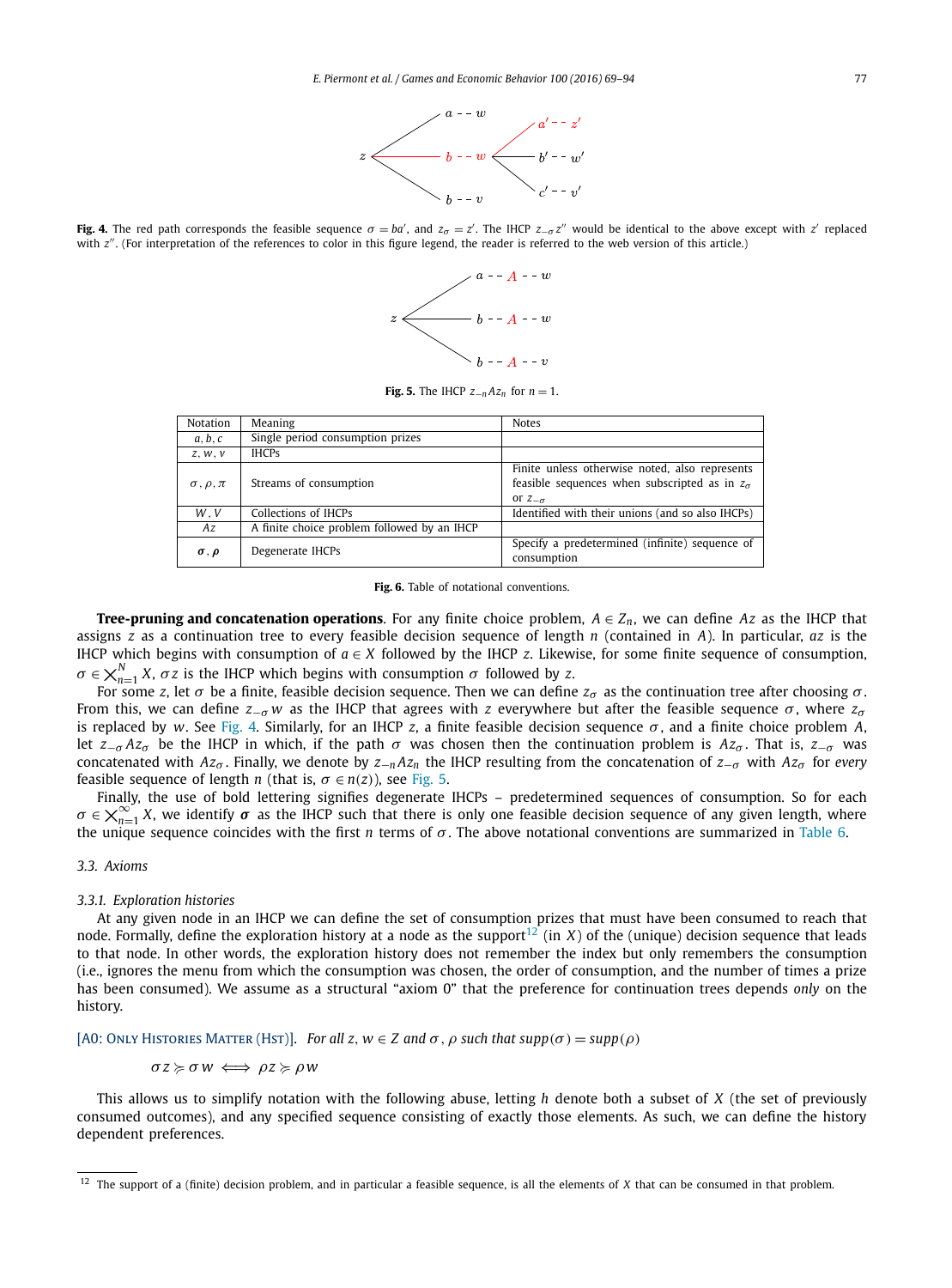**Fig. 4.** The red path corresponds the feasible sequence $\sigma = ba'$, and $z_\sigma = z'$. The IHCP $z_{-\sigma}z''$ would be identical to the above except with $z'$ replaced with $z''$. (For interpretation of the references to color in this figure legend, the reader is referred to the web version of this article.)

**Fig. 5.** The IHCP $z_{-n}Az_n$ for $n = 1$.

| Notation | Meaning | Notes |
|---|---|---|
| $a, b, c$ | Single period consumption prizes | |
| $z, w, v$ | IHCPs | |
| $\sigma, \rho, \pi$ | Streams of consumption | Finite unless otherwise noted, also represents feasible sequences when subscripted as in $z_\sigma$ or $z_{-\sigma}$ |
| $W, V$ | Collections of IHCPs | Identified with their unions (and so also IHCPs) |
| $Az$ | A finite choice problem followed by an IHCP | |
| $\boldsymbol{\sigma}, \boldsymbol{\rho}$ | Degenerate IHCPs | Specify a predetermined (infinite) sequence of consumption |

**Fig. 6.** Table of notational conventions.

**Tree-pruning and concatenation operations**. For any finite choice problem, $A \in Z_n$, we can define $Az$ as the IHCP that assigns $z$ as a continuation tree to every feasible decision sequence of length $n$ (contained in $A$). In particular, $az$ is the IHCP which begins with consumption of $a \in X$ followed by the IHCP $z$. Likewise, for some finite sequence of consumption, $\sigma \in \bigtimes_{n=1}^{N} X$, $\sigma z$ is the IHCP which begins with consumption $\sigma$ followed by $z$.

For some $z$, let $\sigma$ be a finite, feasible decision sequence. Then we can define $z_\sigma$ as the continuation tree after choosing $\sigma$. From this, we can define $z_{-\sigma}w$ as the IHCP that agrees with $z$ everywhere but after the feasible sequence $\sigma$, where $z_\sigma$ is replaced by $w$. See Fig. 4. Similarly, for an IHCP $z$, a finite feasible decision sequence $\sigma$, and a finite choice problem $A$, let $z_{-\sigma}Az_\sigma$ be the IHCP in which, if the path $\sigma$ was chosen then the continuation problem is $Az_\sigma$. That is, $z_{-\sigma}$ was concatenated with $Az_\sigma$. Finally, we denote by $z_{-n}Az_n$ the IHCP resulting from the concatenation of $z_{-\sigma}$ with $Az_\sigma$ for *every* feasible sequence of length $n$ (that is, $\sigma \in n(z)$), see Fig. 5.

Finally, the use of bold lettering signifies degenerate IHCPs – predetermined sequences of consumption. So for each $\sigma \in \bigtimes_{n=1}^{\infty} X$, we identify $\boldsymbol{\sigma}$ as the IHCP such that there is only one feasible decision sequence of any given length, where the unique sequence coincides with the first $n$ terms of $\sigma$. The above notational conventions are summarized in Table 6.

### 3.3. Axioms

#### 3.3.1. Exploration histories

At any given node in an IHCP we can define the set of consumption prizes that must have been consumed to reach that node. Formally, define the exploration history at a node as the support[12] (in $X$) of the (unique) decision sequence that leads to that node. In other words, the exploration history does not remember the index but only remembers the consumption (i.e., ignores the menu from which the consumption was chosen, the order of consumption, and the number of times a prize has been consumed). We assume as a structural "axiom 0" that the preference for continuation trees depends *only* on the history.

[A0: Only Histories Matter (Hst)]. *For all $z, w \in Z$ and $\sigma$, $\rho$ such that $supp(\sigma) = supp(\rho)$*

$$\sigma z \succcurlyeq \sigma w \iff \rho z \succcurlyeq \rho w$$

This allows us to simplify notation with the following abuse, letting $h$ denote both a subset of $X$ (the set of previously consumed outcomes), and any specified sequence consisting of exactly those elements. As such, we can define the history dependent preferences.

[12] The support of a (finite) decision problem, and in particular a feasible sequence, is all the elements of $X$ that can be consumed in that problem.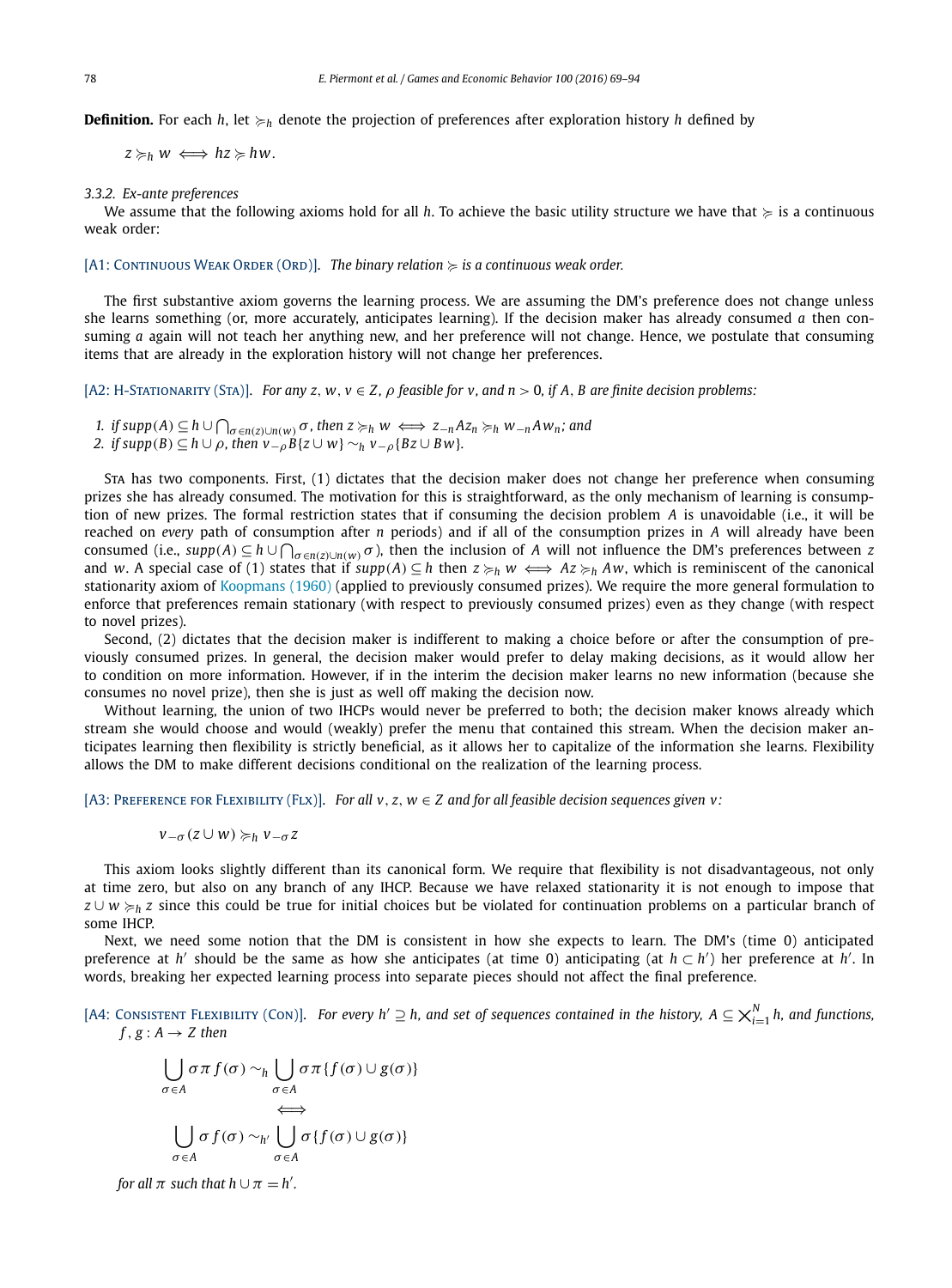**Definition.** For each $h$, let $\succcurlyeq_h$ denote the projection of preferences after exploration history $h$ defined by

$$z \succcurlyeq_h w \iff hz \succcurlyeq hw.$$

*3.3.2. Ex-ante preferences*

We assume that the following axioms hold for all $h$. To achieve the basic utility structure we have that $\succcurlyeq$ is a continuous weak order:

[A1: Continuous Weak Order (Ord)]. *The binary relation $\succcurlyeq$ is a continuous weak order.*

The first substantive axiom governs the learning process. We are assuming the DM's preference does not change unless she learns something (or, more accurately, anticipates learning). If the decision maker has already consumed $a$ then consuming $a$ again will not teach her anything new, and her preference will not change. Hence, we postulate that consuming items that are already in the exploration history will not change her preferences.

[A2: H-Stationarity (Sta)]. *For any $z, w, v \in Z$, $\rho$ feasible for $v$, and $n > 0$, if $A, B$ are finite decision problems:*

1. *if $supp(A) \subseteq h \cup \bigcap_{\sigma \in n(z) \cup n(w)} \sigma$, then $z \succcurlyeq_h w \iff z_{-n} A z_n \succcurlyeq_h w_{-n} A w_n$; and*
2. *if $supp(B) \subseteq h \cup \rho$, then $v_{-\rho} B\{z \cup w\} \sim_h v_{-\rho}\{Bz \cup Bw\}$.*

Sta has two components. First, (1) dictates that the decision maker does not change her preference when consuming prizes she has already consumed. The motivation for this is straightforward, as the only mechanism of learning is consumption of new prizes. The formal restriction states that if consuming the decision problem $A$ is unavoidable (i.e., it will be reached on *every* path of consumption after $n$ periods) and if all of the consumption prizes in $A$ will already have been consumed (i.e., $supp(A) \subseteq h \cup \bigcap_{\sigma \in n(z) \cup n(w)} \sigma$), then the inclusion of $A$ will not influence the DM's preferences between $z$ and $w$. A special case of (1) states that if $supp(A) \subseteq h$ then $z \succcurlyeq_h w \iff Az \succcurlyeq_h Aw$, which is reminiscent of the canonical stationarity axiom of Koopmans (1960) (applied to previously consumed prizes). We require the more general formulation to enforce that preferences remain stationary (with respect to previously consumed prizes) even as they change (with respect to novel prizes).

Second, (2) dictates that the decision maker is indifferent to making a choice before or after the consumption of previously consumed prizes. In general, the decision maker would prefer to delay making decisions, as it would allow her to condition on more information. However, if in the interim the decision maker learns no new information (because she consumes no novel prize), then she is just as well off making the decision now.

Without learning, the union of two IHCPs would never be preferred to both; the decision maker knows already which stream she would choose and would (weakly) prefer the menu that contained this stream. When the decision maker anticipates learning then flexibility is strictly beneficial, as it allows her to capitalize of the information she learns. Flexibility allows the DM to make different decisions conditional on the realization of the learning process.

[A3: Preference for Flexibility (Flx)]. *For all $v, z, w \in Z$ and for all feasible decision sequences given $v$:*

$$v_{-\sigma}(z \cup w) \succcurlyeq_h v_{-\sigma} z$$

This axiom looks slightly different than its canonical form. We require that flexibility is not disadvantageous, not only at time zero, but also on any branch of any IHCP. Because we have relaxed stationarity it is not enough to impose that $z \cup w \succcurlyeq_h z$ since this could be true for initial choices but be violated for continuation problems on a particular branch of some IHCP.

Next, we need some notion that the DM is consistent in how she expects to learn. The DM's (time 0) anticipated preference at $h'$ should be the same as how she anticipates (at time 0) anticipating (at $h \subset h'$) her preference at $h'$. In words, breaking her expected learning process into separate pieces should not affect the final preference.

[A4: Consistent Flexibility (Con)]. *For every $h' \supseteq h$, and set of sequences contained in the history, $A \subseteq \bigtimes_{i=1}^{N} h$, and functions, $f, g : A \to Z$ then*

$$\bigcup_{\sigma \in A} \sigma \pi f(\sigma) \sim_h \bigcup_{\sigma \in A} \sigma \pi \{f(\sigma) \cup g(\sigma)\}$$

$$\iff$$

$$\bigcup_{\sigma \in A} \sigma f(\sigma) \sim_{h'} \bigcup_{\sigma \in A} \sigma \{f(\sigma) \cup g(\sigma)\}$$

*for all $\pi$ such that $h \cup \pi = h'$.*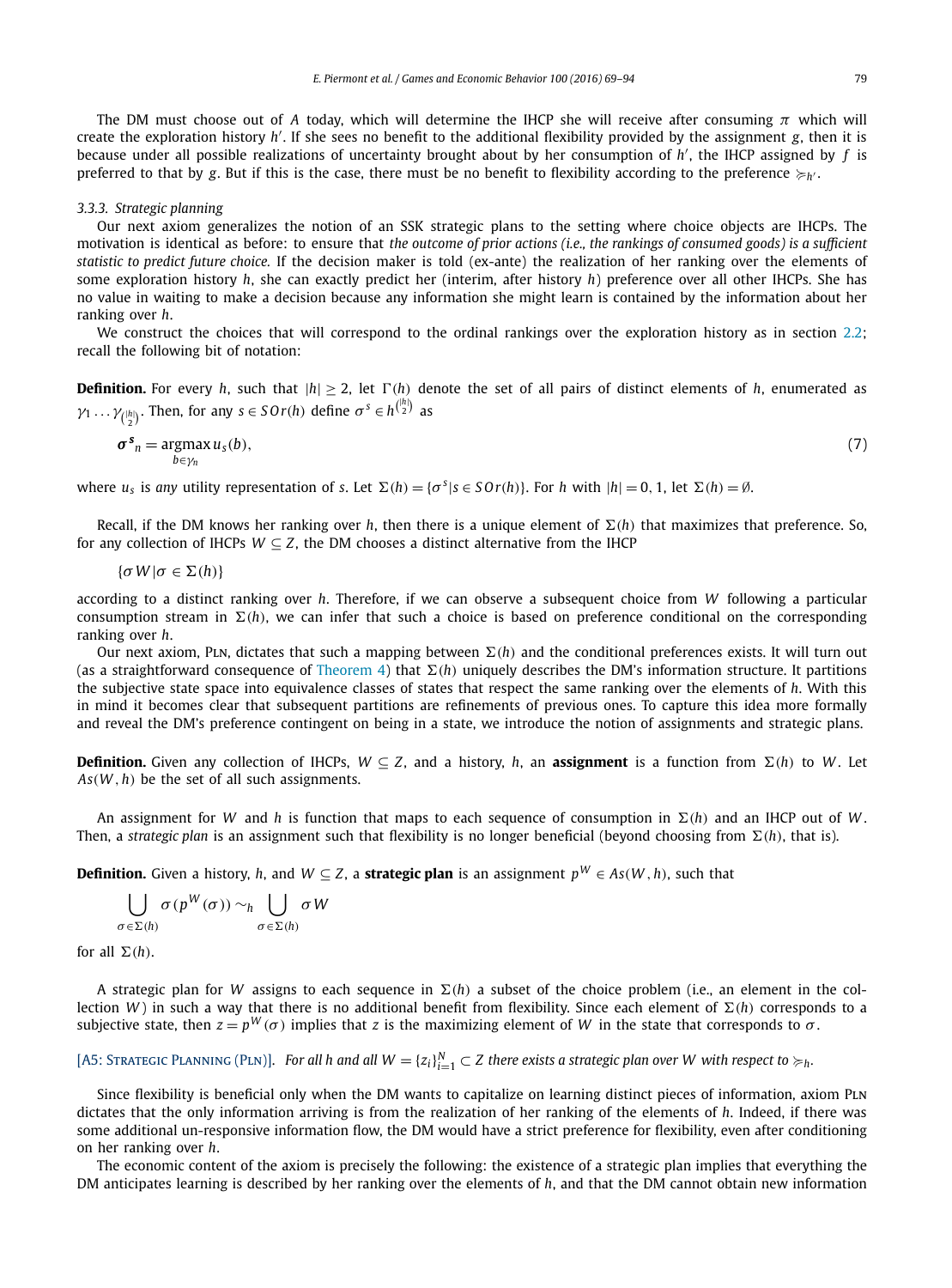The DM must choose out of $A$ today, which will determine the IHCP she will receive after consuming $\pi$ which will create the exploration history $h'$. If she sees no benefit to the additional flexibility provided by the assignment $g$, then it is because under all possible realizations of uncertainty brought about by her consumption of $h'$, the IHCP assigned by $f$ is preferred to that by $g$. But if this is the case, there must be no benefit to flexibility according to the preference $\succcurlyeq_{h'}$.

#### 3.3.3. Strategic planning

Our next axiom generalizes the notion of an SSK strategic plans to the setting where choice objects are IHCPs. The motivation is identical as before: to ensure that *the outcome of prior actions (i.e., the rankings of consumed goods) is a sufficient statistic to predict future choice.* If the decision maker is told (ex-ante) the realization of her ranking over the elements of some exploration history $h$, she can exactly predict her (interim, after history $h$) preference over all other IHCPs. She has no value in waiting to make a decision because any information she might learn is contained by the information about her ranking over $h$.

We construct the choices that will correspond to the ordinal rankings over the exploration history as in section 2.2; recall the following bit of notation:

**Definition.** For every $h$, such that $|h| \geq 2$, let $\Gamma(h)$ denote the set of all pairs of distinct elements of $h$, enumerated as $\gamma_1 \dots \gamma_{\binom{|h|}{2}}$. Then, for any $s \in SOr(h)$ define $\sigma^s \in h^{\binom{|h|}{2}}$ as

$$\boldsymbol{\sigma^s}_n = \operatorname*{argmax}_{b \in \gamma_n} u_s(b), \tag{7}$$

where $u_s$ is *any* utility representation of $s$. Let $\Sigma(h) = \{\sigma^s | s \in SOr(h)\}$. For $h$ with $|h| = 0, 1$, let $\Sigma(h) = \emptyset$.

Recall, if the DM knows her ranking over $h$, then there is a unique element of $\Sigma(h)$ that maximizes that preference. So, for any collection of IHCPs $W \subseteq Z$, the DM chooses a distinct alternative from the IHCP

$$\{\sigma W | \sigma \in \Sigma(h)\}$$

according to a distinct ranking over $h$. Therefore, if we can observe a subsequent choice from $W$ following a particular consumption stream in $\Sigma(h)$, we can infer that such a choice is based on preference conditional on the corresponding ranking over $h$.

Our next axiom, Pln, dictates that such a mapping between $\Sigma(h)$ and the conditional preferences exists. It will turn out (as a straightforward consequence of Theorem 4) that $\Sigma(h)$ uniquely describes the DM's information structure. It partitions the subjective state space into equivalence classes of states that respect the same ranking over the elements of $h$. With this in mind it becomes clear that subsequent partitions are refinements of previous ones. To capture this idea more formally and reveal the DM's preference contingent on being in a state, we introduce the notion of assignments and strategic plans.

**Definition.** Given any collection of IHCPs, $W \subseteq Z$, and a history, $h$, an **assignment** is a function from $\Sigma(h)$ to $W$. Let $As(W, h)$ be the set of all such assignments.

An assignment for $W$ and $h$ is function that maps to each sequence of consumption in $\Sigma(h)$ and an IHCP out of $W$. Then, a *strategic plan* is an assignment such that flexibility is no longer beneficial (beyond choosing from $\Sigma(h)$, that is).

**Definition.** Given a history, $h$, and $W \subseteq Z$, a **strategic plan** is an assignment $p^W \in As(W, h)$, such that

$$\bigcup_{\sigma \in \Sigma(h)} \sigma(p^W(\sigma)) \sim_h \bigcup_{\sigma \in \Sigma(h)} \sigma W$$

for all $\Sigma(h)$.

A strategic plan for $W$ assigns to each sequence in $\Sigma(h)$ a subset of the choice problem (i.e., an element in the collection $W$) in such a way that there is no additional benefit from flexibility. Since each element of $\Sigma(h)$ corresponds to a subjective state, then $z = p^W(\sigma)$ implies that $z$ is the maximizing element of $W$ in the state that corresponds to $\sigma$.

[A5: Strategic Planning (Pln)]. *For all $h$ and all $W = \{z_i\}_{i=1}^N \subset Z$ there exists a strategic plan over $W$ with respect to $\succcurlyeq_h$.*

Since flexibility is beneficial only when the DM wants to capitalize on learning distinct pieces of information, axiom Pln dictates that the only information arriving is from the realization of her ranking of the elements of $h$. Indeed, if there was some additional un-responsive information flow, the DM would have a strict preference for flexibility, even after conditioning on her ranking over $h$.

The economic content of the axiom is precisely the following: the existence of a strategic plan implies that everything the DM anticipates learning is described by her ranking over the elements of $h$, and that the DM cannot obtain new information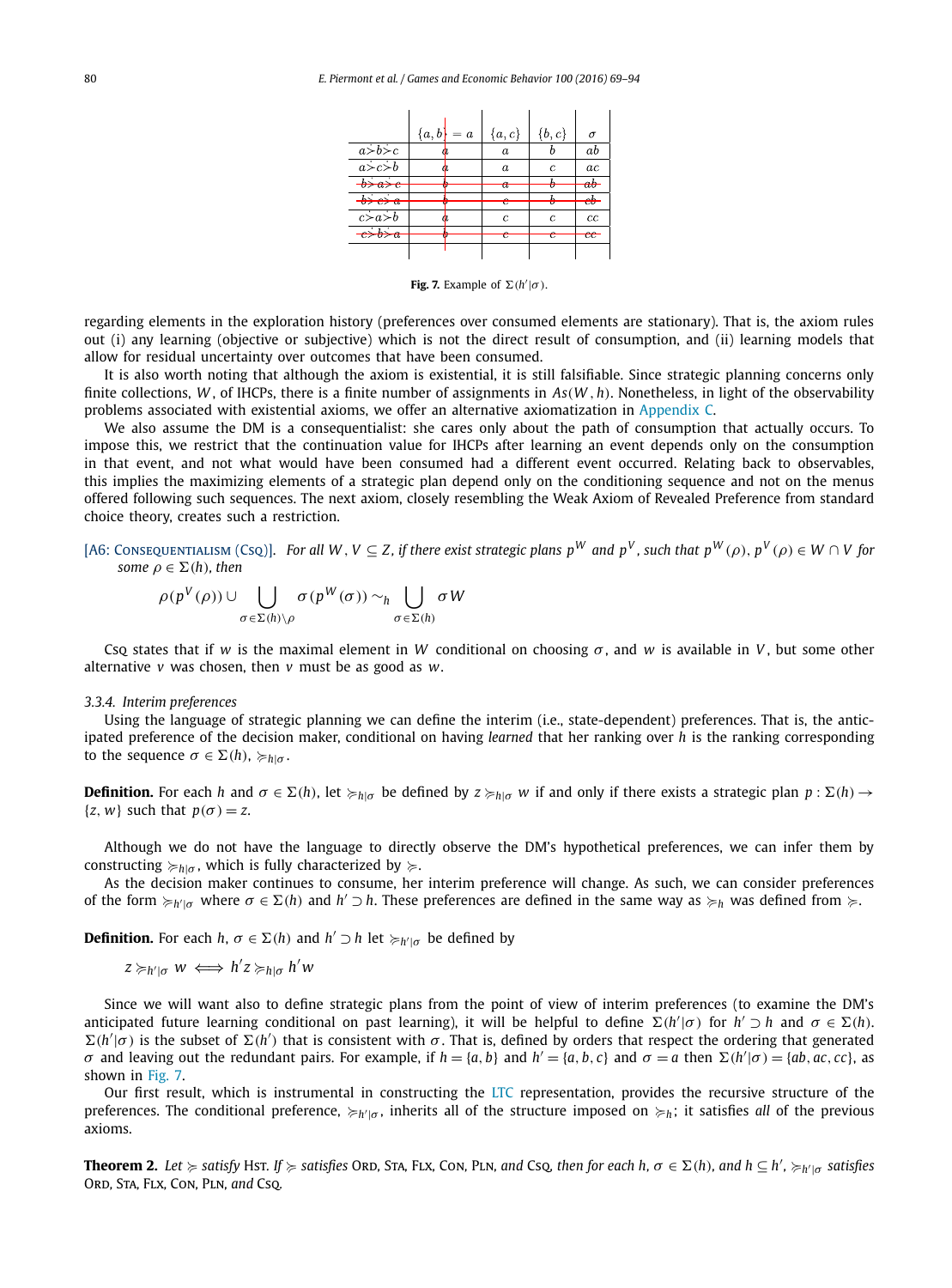|  | $\{a,b\}=a$ | $\{a,c\}$ | $\{b,c\}$ | $\sigma$ |
|---|---|---|---|---|
| $a \dot{\succ} b \dot{\succ} c$ | $a$ | $a$ | $b$ | $ab$ |
| $a \dot{\succ} c \dot{\succ} b$ | $a$ | $a$ | $c$ | $ac$ |
| ~~$b \dot{\succ} a \dot{\succ} c$~~ | ~~$b$~~ | ~~$a$~~ | ~~$b$~~ | ~~$ab$~~ |
| ~~$b \dot{\succ} c \dot{\succ} a$~~ | ~~$b$~~ | ~~$c$~~ | ~~$b$~~ | ~~$cb$~~ |
| $c \dot{\succ} a \dot{\succ} b$ | $a$ | $c$ | $c$ | $cc$ |
| ~~$c \dot{\succ} b \dot{\succ} a$~~ | ~~$b$~~ | ~~$c$~~ | ~~$c$~~ | ~~$cc$~~ |

**Fig. 7.** Example of $\Sigma(h'|\sigma)$.

regarding elements in the exploration history (preferences over consumed elements are stationary). That is, the axiom rules out (i) any learning (objective or subjective) which is not the direct result of consumption, and (ii) learning models that allow for residual uncertainty over outcomes that have been consumed.

It is also worth noting that although the axiom is existential, it is still falsifiable. Since strategic planning concerns only finite collections, $W$, of IHCPs, there is a finite number of assignments in $As(W, h)$. Nonetheless, in light of the observability problems associated with existential axioms, we offer an alternative axiomatization in Appendix C.

We also assume the DM is a consequentialist: she cares only about the path of consumption that actually occurs. To impose this, we restrict that the continuation value for IHCPs after learning an event depends only on the consumption in that event, and not what would have been consumed had a different event occurred. Relating back to observables, this implies the maximizing elements of a strategic plan depend only on the conditioning sequence and not on the menus offered following such sequences. The next axiom, closely resembling the Weak Axiom of Revealed Preference from standard choice theory, creates such a restriction.

[A6: Consequentialism (Csq)]. *For all $W, V \subseteq Z$, if there exist strategic plans $p^W$ and $p^V$, such that $p^W(\rho), p^V(\rho) \in W \cap V$ for some $\rho \in \Sigma(h)$, then*

$$\rho(p^V(\rho)) \cup \bigcup_{\sigma \in \Sigma(h)\setminus\rho} \sigma(p^W(\sigma)) \sim_h \bigcup_{\sigma \in \Sigma(h)} \sigma W$$

Csq states that if $w$ is the maximal element in $W$ conditional on choosing $\sigma$, and $w$ is available in $V$, but some other alternative $v$ was chosen, then $v$ must be as good as $w$.

### 3.3.4. Interim preferences

Using the language of strategic planning we can define the interim (i.e., state-dependent) preferences. That is, the anticipated preference of the decision maker, conditional on having *learned* that her ranking over $h$ is the ranking corresponding to the sequence $\sigma \in \Sigma(h)$, $\succcurlyeq_{h|\sigma}$.

**Definition.** For each $h$ and $\sigma \in \Sigma(h)$, let $\succcurlyeq_{h|\sigma}$ be defined by $z \succcurlyeq_{h|\sigma} w$ if and only if there exists a strategic plan $p : \Sigma(h) \to \{z, w\}$ such that $p(\sigma) = z$.

Although we do not have the language to directly observe the DM's hypothetical preferences, we can infer them by constructing $\succcurlyeq_{h|\sigma}$, which is fully characterized by $\succcurlyeq$.

As the decision maker continues to consume, her interim preference will change. As such, we can consider preferences of the form $\succcurlyeq_{h'|\sigma}$ where $\sigma \in \Sigma(h)$ and $h' \supset h$. These preferences are defined in the same way as $\succcurlyeq_h$ was defined from $\succcurlyeq$.

**Definition.** For each $h$, $\sigma \in \Sigma(h)$ and $h' \supset h$ let $\succcurlyeq_{h'|\sigma}$ be defined by

$$z \succcurlyeq_{h'|\sigma} w \iff h'z \succcurlyeq_{h|\sigma} h'w$$

Since we will want also to define strategic plans from the point of view of interim preferences (to examine the DM's anticipated future learning conditional on past learning), it will be helpful to define $\Sigma(h'|\sigma)$ for $h' \supset h$ and $\sigma \in \Sigma(h)$. $\Sigma(h'|\sigma)$ is the subset of $\Sigma(h')$ that is consistent with $\sigma$. That is, defined by orders that respect the ordering that generated $\sigma$ and leaving out the redundant pairs. For example, if $h = \{a, b\}$ and $h' = \{a, b, c\}$ and $\sigma = a$ then $\Sigma(h'|\sigma) = \{ab, ac, cc\}$, as shown in Fig. 7.

Our first result, which is instrumental in constructing the LTC representation, provides the recursive structure of the preferences. The conditional preference, $\succcurlyeq_{h'|\sigma}$, inherits all of the structure imposed on $\succcurlyeq_h$; it satisfies *all* of the previous axioms.

**Theorem 2.** *Let $\succcurlyeq$ satisfy Hst. If $\succcurlyeq$ satisfies Ord, Sta, Flx, Con, Pln, and Csq, then for each $h$, $\sigma \in \Sigma(h)$, and $h \subseteq h'$, $\succcurlyeq_{h'|\sigma}$ satisfies Ord, Sta, Flx, Con, Pln, and Csq.*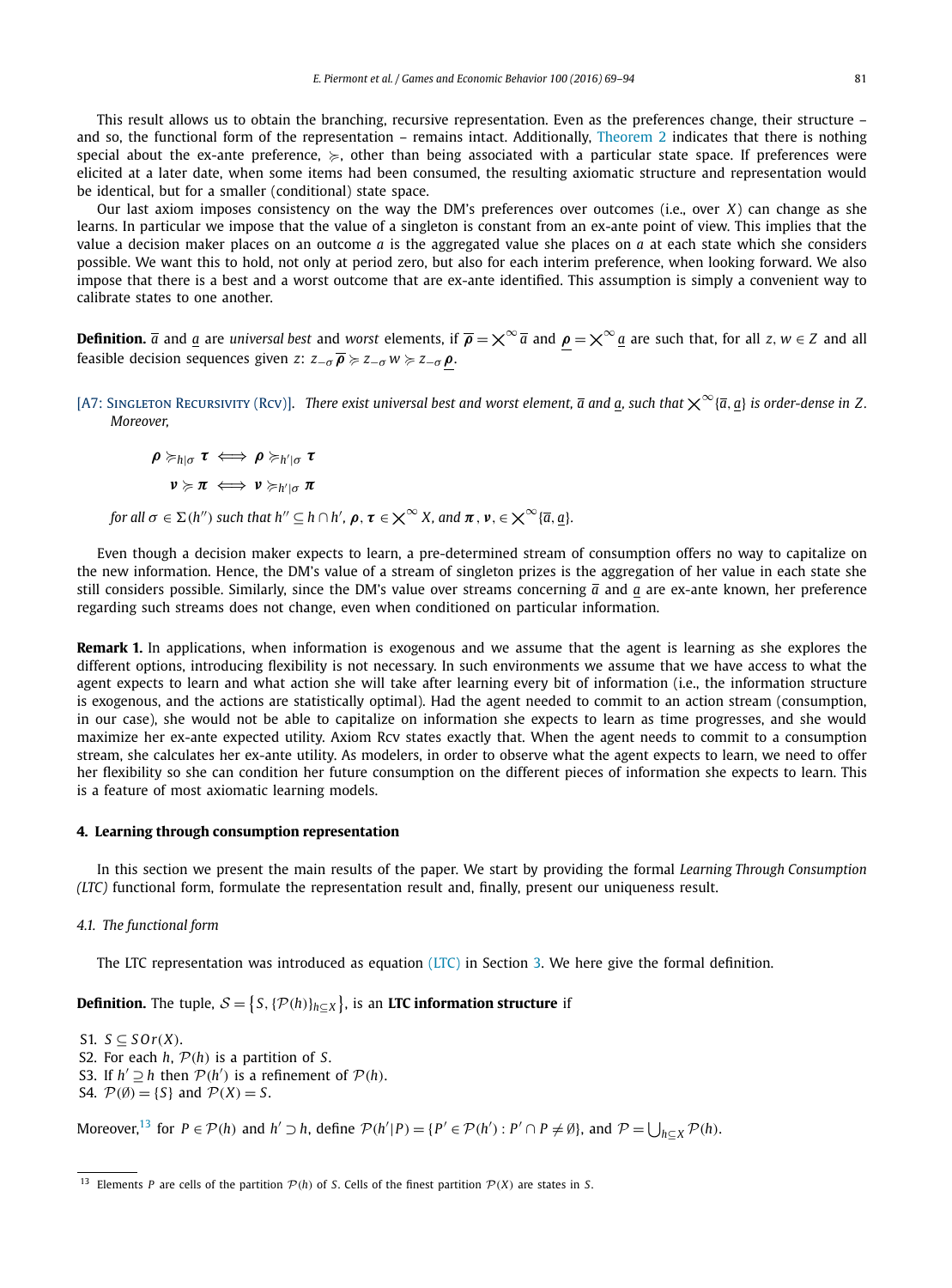This result allows us to obtain the branching, recursive representation. Even as the preferences change, their structure – and so, the functional form of the representation – remains intact. Additionally, Theorem 2 indicates that there is nothing special about the ex-ante preference, $\succcurlyeq$, other than being associated with a particular state space. If preferences were elicited at a later date, when some items had been consumed, the resulting axiomatic structure and representation would be identical, but for a smaller (conditional) state space.

Our last axiom imposes consistency on the way the DM's preferences over outcomes (i.e., over $X$) can change as she learns. In particular we impose that the value of a singleton is constant from an ex-ante point of view. This implies that the value a decision maker places on an outcome $a$ is the aggregated value she places on $a$ at each state which she considers possible. We want this to hold, not only at period zero, but also for each interim preference, when looking forward. We also impose that there is a best and a worst outcome that are ex-ante identified. This assumption is simply a convenient way to calibrate states to one another.

**Definition.** $\overline{a}$ and $\underline{a}$ are *universal best* and *worst* elements, if $\overline{\boldsymbol{\rho}} = \bigtimes^{\infty} \overline{a}$ and $\underline{\boldsymbol{\rho}} = \bigtimes^{\infty} \underline{a}$ are such that, for all $z, w \in Z$ and all feasible decision sequences given $z$: $z_{-\sigma} \overline{\boldsymbol{\rho}} \succcurlyeq z_{-\sigma} w \succcurlyeq z_{-\sigma} \underline{\boldsymbol{\rho}}$.

[A7: Singleton Recursivity (Rcv)]. *There exist universal best and worst element, $\overline{a}$ and $\underline{a}$, such that $\bigtimes^{\infty}\{\overline{a}, \underline{a}\}$ is order-dense in $Z$. Moreover,*

$$\boldsymbol{\rho} \succcurlyeq_{h|\sigma} \boldsymbol{\tau} \iff \boldsymbol{\rho} \succcurlyeq_{h'|\sigma} \boldsymbol{\tau}$$

$$\boldsymbol{\nu} \succcurlyeq \boldsymbol{\pi} \iff \boldsymbol{\nu} \succcurlyeq_{h'|\sigma} \boldsymbol{\pi}$$

*for all $\sigma \in \Sigma(h'')$ such that $h'' \subseteq h \cap h'$, $\boldsymbol{\rho}, \boldsymbol{\tau} \in \bigtimes^{\infty} X$, and $\boldsymbol{\pi}, \boldsymbol{\nu}, \in \bigtimes^{\infty}\{\overline{a}, \underline{a}\}$.*

Even though a decision maker expects to learn, a pre-determined stream of consumption offers no way to capitalize on the new information. Hence, the DM's value of a stream of singleton prizes is the aggregation of her value in each state she still considers possible. Similarly, since the DM's value over streams concerning $\overline{a}$ and $\underline{a}$ are ex-ante known, her preference regarding such streams does not change, even when conditioned on particular information.

**Remark 1.** In applications, when information is exogenous and we assume that the agent is learning as she explores the different options, introducing flexibility is not necessary. In such environments we assume that we have access to what the agent expects to learn and what action she will take after learning every bit of information (i.e., the information structure is exogenous, and the actions are statistically optimal). Had the agent needed to commit to an action stream (consumption, in our case), she would not be able to capitalize on information she expects to learn as time progresses, and she would maximize her ex-ante expected utility. Axiom Rcv states exactly that. When the agent needs to commit to a consumption stream, she calculates her ex-ante utility. As modelers, in order to observe what the agent expects to learn, we need to offer her flexibility so she can condition her future consumption on the different pieces of information she expects to learn. This is a feature of most axiomatic learning models.

## 4. Learning through consumption representation

In this section we present the main results of the paper. We start by providing the formal *Learning Through Consumption (LTC)* functional form, formulate the representation result and, finally, present our uniqueness result.

### 4.1. The functional form

The LTC representation was introduced as equation (LTC) in Section 3. We here give the formal definition.

**Definition.** The tuple, $\mathcal{S} = \{S, \{\mathcal{P}(h)\}_{h \subseteq X}\}$, is an **LTC information structure** if

S1. $S \subseteq SOr(X)$.
S2. For each $h$, $\mathcal{P}(h)$ is a partition of $S$.
S3. If $h' \supseteq h$ then $\mathcal{P}(h')$ is a refinement of $\mathcal{P}(h)$.
S4. $\mathcal{P}(\emptyset) = \{S\}$ and $\mathcal{P}(X) = S$.

Moreover,[13] for $P \in \mathcal{P}(h)$ and $h' \supset h$, define $\mathcal{P}(h'|P) = \{P' \in \mathcal{P}(h') : P' \cap P \neq \emptyset\}$, and $\mathcal{P} = \bigcup_{h \subseteq X} \mathcal{P}(h)$.

[13] Elements $P$ are cells of the partition $\mathcal{P}(h)$ of $S$. Cells of the finest partition $\mathcal{P}(X)$ are states in $S$.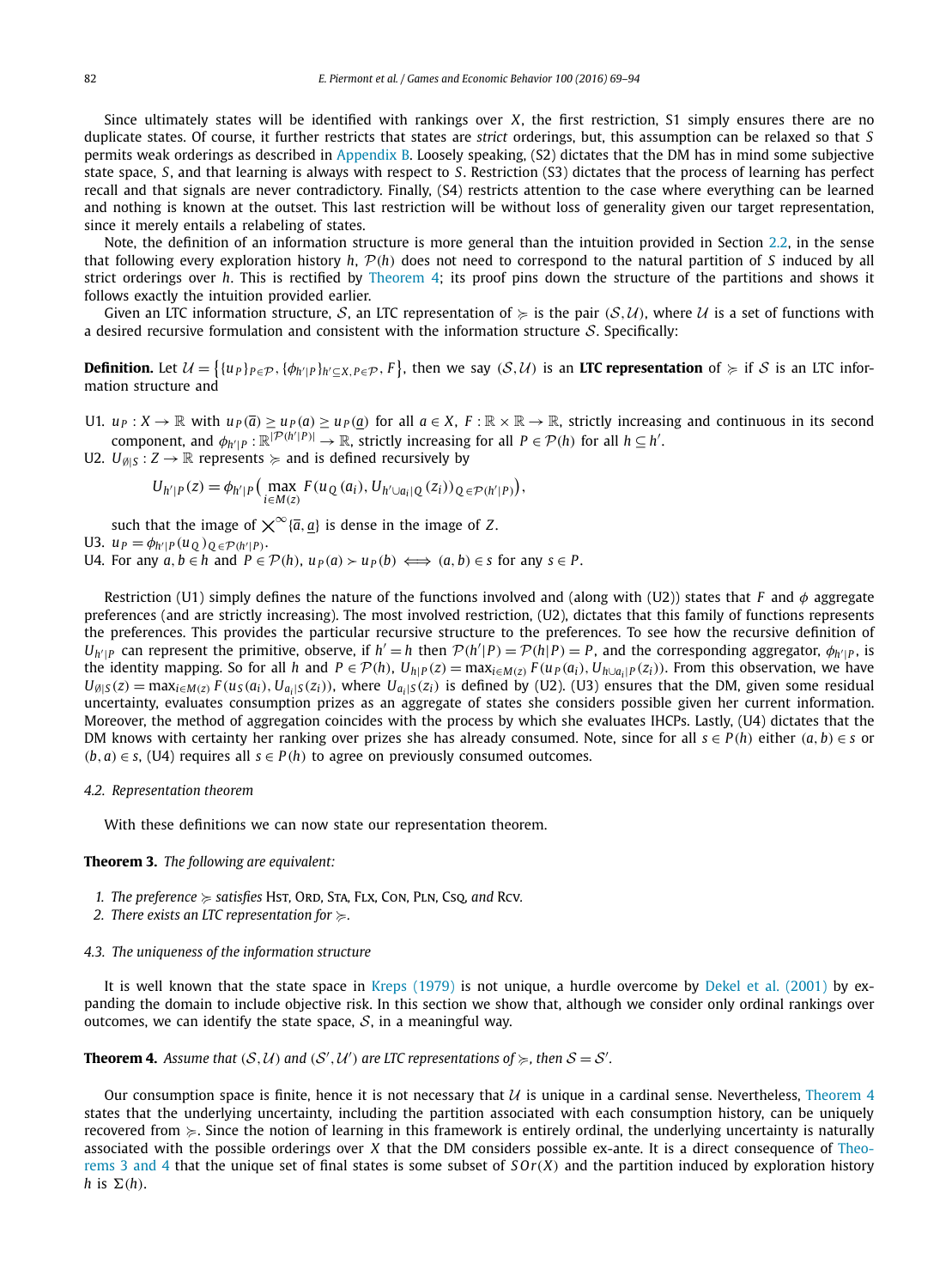Since ultimately states will be identified with rankings over $X$, the first restriction, S1 simply ensures there are no duplicate states. Of course, it further restricts that states are *strict* orderings, but, this assumption can be relaxed so that $S$ permits weak orderings as described in Appendix B. Loosely speaking, (S2) dictates that the DM has in mind some subjective state space, $S$, and that learning is always with respect to $S$. Restriction (S3) dictates that the process of learning has perfect recall and that signals are never contradictory. Finally, (S4) restricts attention to the case where everything can be learned and nothing is known at the outset. This last restriction will be without loss of generality given our target representation, since it merely entails a relabeling of states.

Note, the definition of an information structure is more general than the intuition provided in Section 2.2, in the sense that following every exploration history $h$, $\mathcal{P}(h)$ does not need to correspond to the natural partition of $S$ induced by all strict orderings over $h$. This is rectified by Theorem 4; its proof pins down the structure of the partitions and shows it follows exactly the intuition provided earlier.

Given an LTC information structure, $\mathcal{S}$, an LTC representation of $\succcurlyeq$ is the pair $(\mathcal{S}, \mathcal{U})$, where $\mathcal{U}$ is a set of functions with a desired recursive formulation and consistent with the information structure $\mathcal{S}$. Specifically:

**Definition.** Let $\mathcal{U} = \big\{\{u_P\}_{P\in\mathcal{P}}, \{\phi_{h'|P}\}_{h'\subseteq X, P\in\mathcal{P}}, F\big\}$, then we say $(\mathcal{S}, \mathcal{U})$ is an **LTC representation** of $\succcurlyeq$ if $\mathcal{S}$ is an LTC information structure and

U1. $u_P : X \to \mathbb{R}$ with $u_P(\overline{a}) \geq u_P(a) \geq u_P(\underline{a})$ for all $a \in X$, $F : \mathbb{R}\times\mathbb{R} \to \mathbb{R}$, strictly increasing and continuous in its second component, and $\phi_{h'|P} : \mathbb{R}^{|\mathcal{P}(h'|P)|} \to \mathbb{R}$, strictly increasing for all $P \in \mathcal{P}(h)$ for all $h \subseteq h'$.

U2. $U_{\emptyset|S} : Z \to \mathbb{R}$ represents $\succcurlyeq$ and is defined recursively by

$$U_{h'|P}(z) = \phi_{h'|P}\Big(\max_{i\in M(z)} F(u_Q(a_i), U_{h'\cup a_i|Q}(z_i))_{Q\in\mathcal{P}(h'|P)}\Big),$$

such that the image of $\bigtimes^{\infty}\{\overline{a}, \underline{a}\}$ is dense in the image of $Z$.

U3. $u_P = \phi_{h'|P}(u_Q)_{Q\in\mathcal{P}(h'|P)}$.

U4. For any $a, b \in h$ and $P \in \mathcal{P}(h)$, $u_P(a) > u_P(b) \iff (a, b) \in s$ for any $s \in P$.

Restriction (U1) simply defines the nature of the functions involved and (along with (U2)) states that $F$ and $\phi$ aggregate preferences (and are strictly increasing). The most involved restriction, (U2), dictates that this family of functions represents the preferences. This provides the particular recursive structure to the preferences. To see how the recursive definition of $U_{h'|P}$ can represent the primitive, observe, if $h' = h$ then $\mathcal{P}(h'|P) = \mathcal{P}(h|P) = P$, and the corresponding aggregator, $\phi_{h'|P}$, is the identity mapping. So for all $h$ and $P \in \mathcal{P}(h)$, $U_{h|P}(z) = \max_{i\in M(z)} F(u_P(a_i), U_{h\cup a_i|P}(z_i))$. From this observation, we have $U_{\emptyset|S}(z) = \max_{i\in M(z)} F(u_S(a_i), U_{a_i|S}(z_i))$, where $U_{a_i|S}(z_i)$ is defined by (U2). (U3) ensures that the DM, given some residual uncertainty, evaluates consumption prizes as an aggregate of states she considers possible given her current information. Moreover, the method of aggregation coincides with the process by which she evaluates IHCPs. Lastly, (U4) dictates that the DM knows with certainty her ranking over prizes she has already consumed. Note, since for all $s \in P(h)$ either $(a, b) \in s$ or $(b, a) \in s$, (U4) requires all $s \in P(h)$ to agree on previously consumed outcomes.

### 4.2. Representation theorem

With these definitions we can now state our representation theorem.

**Theorem 3.** *The following are equivalent:*

1. *The preference $\succcurlyeq$ satisfies* Hst, Ord, Sta, Flx, Con, Pln, Csq, *and* Rcv.
2. *There exists an LTC representation for $\succcurlyeq$.*

### 4.3. The uniqueness of the information structure

It is well known that the state space in Kreps (1979) is not unique, a hurdle overcome by Dekel et al. (2001) by expanding the domain to include objective risk. In this section we show that, although we consider only ordinal rankings over outcomes, we can identify the state space, $\mathcal{S}$, in a meaningful way.

**Theorem 4.** *Assume that $(\mathcal{S}, \mathcal{U})$ and $(\mathcal{S}', \mathcal{U}')$ are LTC representations of $\succcurlyeq$, then $\mathcal{S} = \mathcal{S}'$.*

Our consumption space is finite, hence it is not necessary that $\mathcal{U}$ is unique in a cardinal sense. Nevertheless, Theorem 4 states that the underlying uncertainty, including the partition associated with each consumption history, can be uniquely recovered from $\succcurlyeq$. Since the notion of learning in this framework is entirely ordinal, the underlying uncertainty is naturally associated with the possible orderings over $X$ that the DM considers possible ex-ante. It is a direct consequence of Theorems 3 and 4 that the unique set of final states is some subset of $SOr(X)$ and the partition induced by exploration history $h$ is $\Sigma(h)$.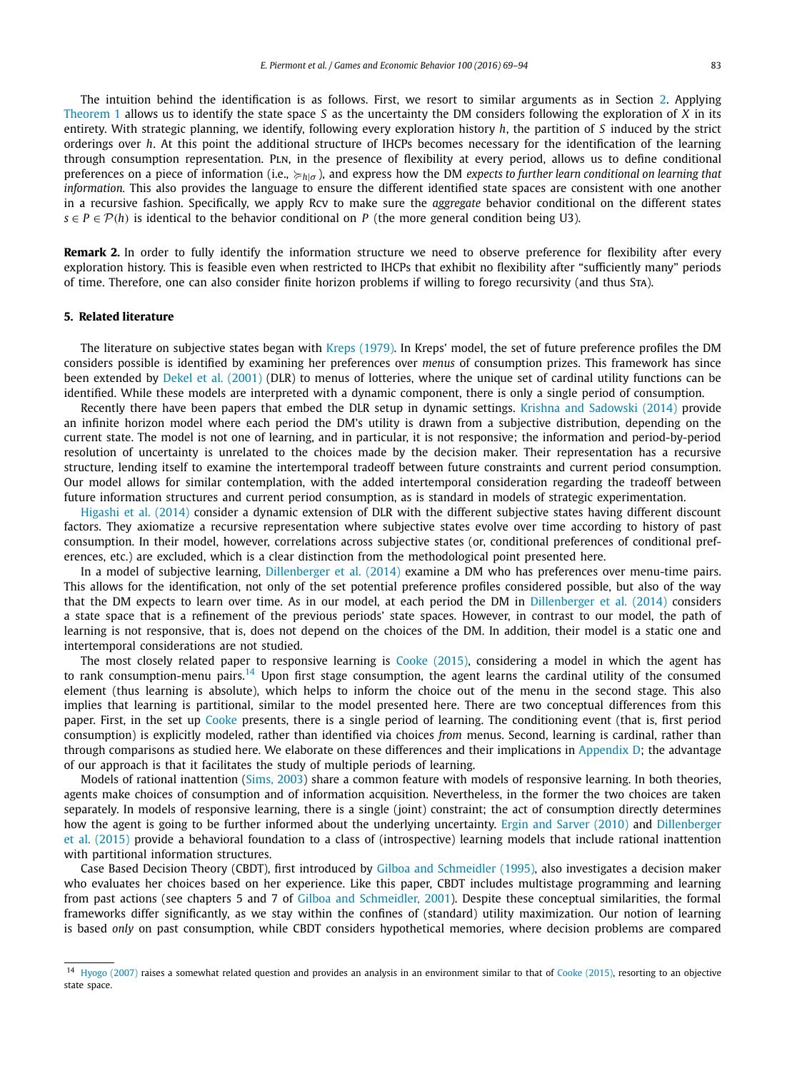The intuition behind the identification is as follows. First, we resort to similar arguments as in Section 2. Applying Theorem 1 allows us to identify the state space $S$ as the uncertainty the DM considers following the exploration of $X$ in its entirety. With strategic planning, we identify, following every exploration history $h$, the partition of $S$ induced by the strict orderings over $h$. At this point the additional structure of IHCPs becomes necessary for the identification of the learning through consumption representation. Pln, in the presence of flexibility at every period, allows us to define conditional preferences on a piece of information (i.e., $\succcurlyeq_{h|\sigma}$), and express how the DM *expects to further learn conditional on learning that information.* This also provides the language to ensure the different identified state spaces are consistent with one another in a recursive fashion. Specifically, we apply Rcv to make sure the *aggregate* behavior conditional on the different states $s \in P \in \mathcal{P}(h)$ is identical to the behavior conditional on $P$ (the more general condition being U3).

**Remark 2.** In order to fully identify the information structure we need to observe preference for flexibility after every exploration history. This is feasible even when restricted to IHCPs that exhibit no flexibility after "sufficiently many" periods of time. Therefore, one can also consider finite horizon problems if willing to forego recursivity (and thus Sta).

## 5. Related literature

The literature on subjective states began with Kreps (1979). In Kreps' model, the set of future preference profiles the DM considers possible is identified by examining her preferences over *menus* of consumption prizes. This framework has since been extended by Dekel et al. (2001) (DLR) to menus of lotteries, where the unique set of cardinal utility functions can be identified. While these models are interpreted with a dynamic component, there is only a single period of consumption.

Recently there have been papers that embed the DLR setup in dynamic settings. Krishna and Sadowski (2014) provide an infinite horizon model where each period the DM's utility is drawn from a subjective distribution, depending on the current state. The model is not one of learning, and in particular, it is not responsive; the information and period-by-period resolution of uncertainty is unrelated to the choices made by the decision maker. Their representation has a recursive structure, lending itself to examine the intertemporal tradeoff between future constraints and current period consumption. Our model allows for similar contemplation, with the added intertemporal consideration regarding the tradeoff between future information structures and current period consumption, as is standard in models of strategic experimentation.

Higashi et al. (2014) consider a dynamic extension of DLR with the different subjective states having different discount factors. They axiomatize a recursive representation where subjective states evolve over time according to history of past consumption. In their model, however, correlations across subjective states (or, conditional preferences of conditional preferences, etc.) are excluded, which is a clear distinction from the methodological point presented here.

In a model of subjective learning, Dillenberger et al. (2014) examine a DM who has preferences over menu-time pairs. This allows for the identification, not only of the set potential preference profiles considered possible, but also of the way that the DM expects to learn over time. As in our model, at each period the DM in Dillenberger et al. (2014) considers a state space that is a refinement of the previous periods' state spaces. However, in contrast to our model, the path of learning is not responsive, that is, does not depend on the choices of the DM. In addition, their model is a static one and intertemporal considerations are not studied.

The most closely related paper to responsive learning is Cooke (2015), considering a model in which the agent has to rank consumption-menu pairs.[14] Upon first stage consumption, the agent learns the cardinal utility of the consumed element (thus learning is absolute), which helps to inform the choice out of the menu in the second stage. This also implies that learning is partitional, similar to the model presented here. There are two conceptual differences from this paper. First, in the set up Cooke presents, there is a single period of learning. The conditioning event (that is, first period consumption) is explicitly modeled, rather than identified via choices *from* menus. Second, learning is cardinal, rather than through comparisons as studied here. We elaborate on these differences and their implications in Appendix D; the advantage of our approach is that it facilitates the study of multiple periods of learning.

Models of rational inattention (Sims, 2003) share a common feature with models of responsive learning. In both theories, agents make choices of consumption and of information acquisition. Nevertheless, in the former the two choices are taken separately. In models of responsive learning, there is a single (joint) constraint; the act of consumption directly determines how the agent is going to be further informed about the underlying uncertainty. Ergin and Sarver (2010) and Dillenberger et al. (2015) provide a behavioral foundation to a class of (introspective) learning models that include rational inattention with partitional information structures.

Case Based Decision Theory (CBDT), first introduced by Gilboa and Schmeidler (1995), also investigates a decision maker who evaluates her choices based on her experience. Like this paper, CBDT includes multistage programming and learning from past actions (see chapters 5 and 7 of Gilboa and Schmeidler, 2001). Despite these conceptual similarities, the formal frameworks differ significantly, as we stay within the confines of (standard) utility maximization. Our notion of learning is based *only* on past consumption, while CBDT considers hypothetical memories, where decision problems are compared

[14] Hyogo (2007) raises a somewhat related question and provides an analysis in an environment similar to that of Cooke (2015), resorting to an objective state space.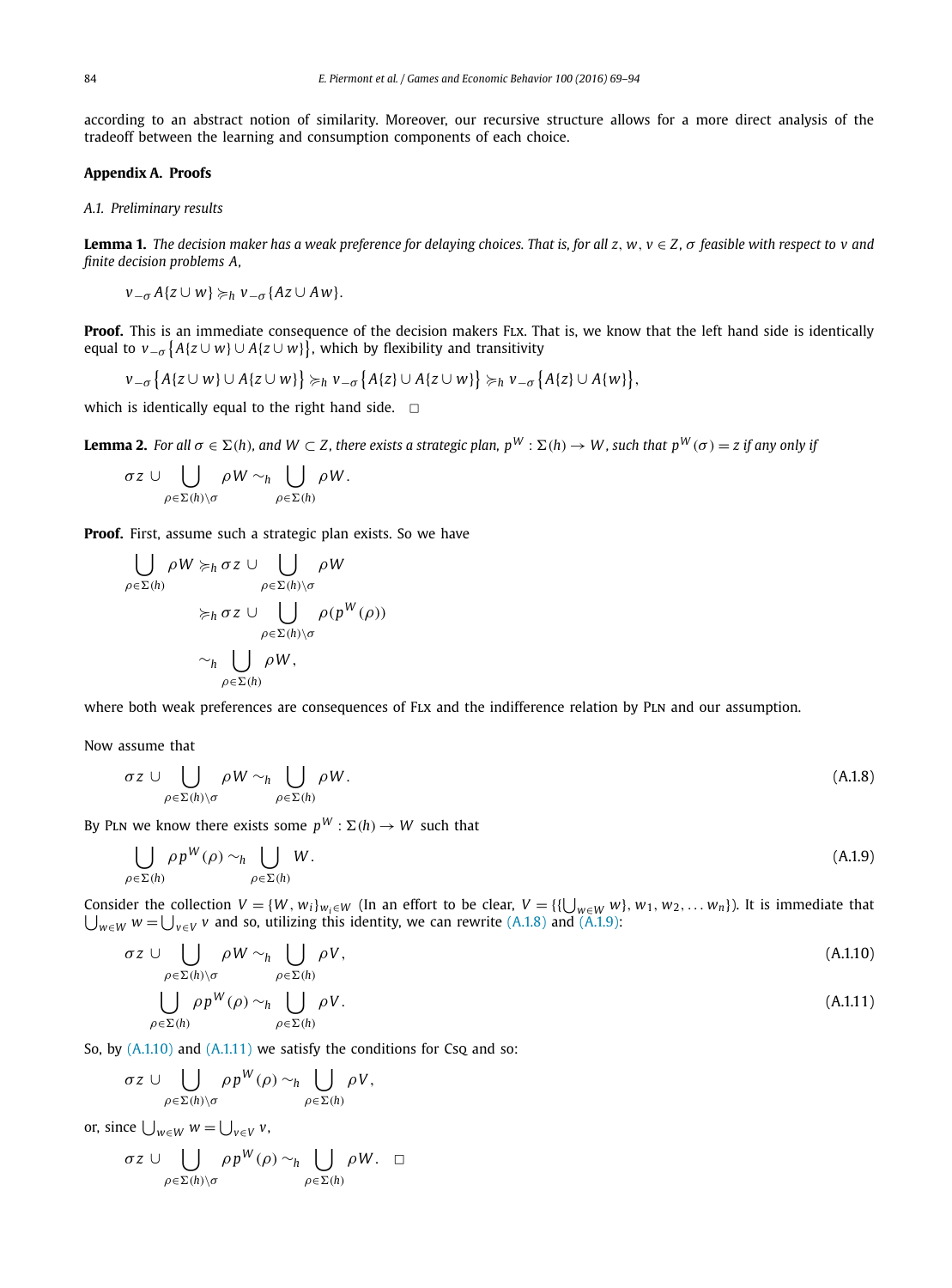according to an abstract notion of similarity. Moreover, our recursive structure allows for a more direct analysis of the tradeoff between the learning and consumption components of each choice.

## Appendix A. Proofs

### A.1. Preliminary results

**Lemma 1.** *The decision maker has a weak preference for delaying choices. That is, for all $z, w, v \in Z$, $\sigma$ feasible with respect to $v$ and finite decision problems $A$,*

$$v_{-\sigma} A\{z \cup w\} \succcurlyeq_h v_{-\sigma}\{Az \cup Aw\}.$$

**Proof.** This is an immediate consequence of the decision makers FLX. That is, we know that the left hand side is identically equal to $v_{-\sigma}\{A\{z \cup w\} \cup A\{z \cup w\}\}$, which by flexibility and transitivity

$$v_{-\sigma}\{A\{z \cup w\} \cup A\{z \cup w\}\} \succcurlyeq_h v_{-\sigma}\{A\{z\} \cup A\{z \cup w\}\} \succcurlyeq_h v_{-\sigma}\{A\{z\} \cup A\{w\}\},$$

which is identically equal to the right hand side. $\square$

**Lemma 2.** *For all $\sigma \in \Sigma(h)$, and $W \subset Z$, there exists a strategic plan, $p^W : \Sigma(h) \to W$, such that $p^W(\sigma) = z$ if any only if*

$$\sigma z \cup \bigcup_{\rho \in \Sigma(h) \setminus \sigma} \rho W \sim_h \bigcup_{\rho \in \Sigma(h)} \rho W.$$

**Proof.** First, assume such a strategic plan exists. So we have

$$\begin{aligned}
\bigcup_{\rho \in \Sigma(h)} \rho W &\succcurlyeq_h \sigma z \cup \bigcup_{\rho \in \Sigma(h) \setminus \sigma} \rho W \\
&\succcurlyeq_h \sigma z \cup \bigcup_{\rho \in \Sigma(h) \setminus \sigma} \rho(p^W(\rho)) \\
&\sim_h \bigcup_{\rho \in \Sigma(h)} \rho W,
\end{aligned}$$

where both weak preferences are consequences of FLX and the indifference relation by PLN and our assumption.

Now assume that

$$\sigma z \cup \bigcup_{\rho \in \Sigma(h) \setminus \sigma} \rho W \sim_h \bigcup_{\rho \in \Sigma(h)} \rho W. \tag{A.1.8}$$

By PLN we know there exists some $p^W : \Sigma(h) \to W$ such that

$$\bigcup_{\rho \in \Sigma(h)} \rho p^W(\rho) \sim_h \bigcup_{\rho \in \Sigma(h)} W. \tag{A.1.9}$$

Consider the collection $V = \{W, w_i\}_{w_i \in W}$ (In an effort to be clear, $V = \{\{\bigcup_{w \in W} w\}, w_1, w_2, \ldots w_n\}$). It is immediate that $\bigcup_{w \in W} w = \bigcup_{v \in V} v$ and so, utilizing this identity, we can rewrite (A.1.8) and (A.1.9):

$$\sigma z \cup \bigcup_{\rho \in \Sigma(h) \setminus \sigma} \rho W \sim_h \bigcup_{\rho \in \Sigma(h)} \rho V, \tag{A.1.10}$$

$$\bigcup_{\rho \in \Sigma(h)} \rho p^W(\rho) \sim_h \bigcup_{\rho \in \Sigma(h)} \rho V. \tag{A.1.11}$$

So, by (A.1.10) and (A.1.11) we satisfy the conditions for CSQ and so:

$$\sigma z \cup \bigcup_{\rho \in \Sigma(h) \setminus \sigma} \rho p^W(\rho) \sim_h \bigcup_{\rho \in \Sigma(h)} \rho V,$$

or, since $\bigcup_{w \in W} w = \bigcup_{v \in V} v$,

$$\sigma z \cup \bigcup_{\rho \in \Sigma(h) \setminus \sigma} \rho p^W(\rho) \sim_h \bigcup_{\rho \in \Sigma(h)} \rho W. \quad \square$$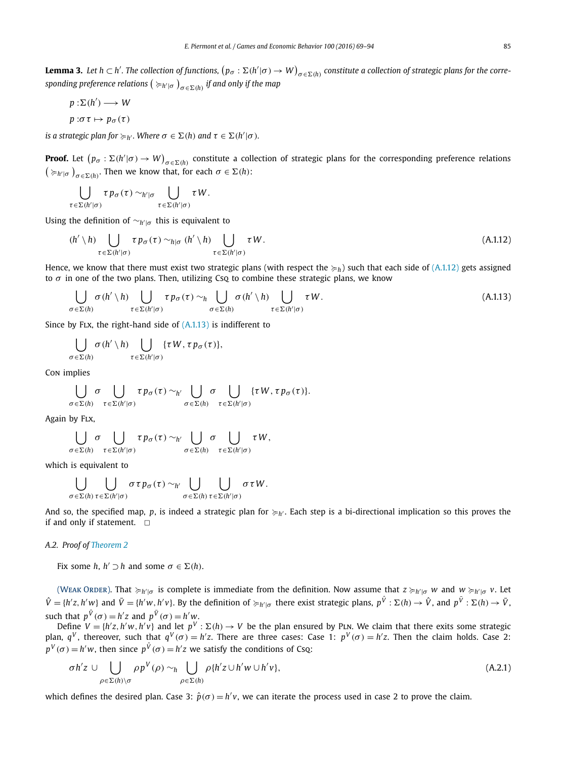**Lemma 3.** *Let $h \subset h'$. The collection of functions, $\left(p_\sigma : \Sigma(h'|\sigma) \to W\right)_{\sigma \in \Sigma(h)}$ constitute a collection of strategic plans for the corresponding preference relations $\left(\succcurlyeq_{h'|\sigma}\right)_{\sigma \in \Sigma(h)}$ if and only if the map*

$$p : \Sigma(h') \longrightarrow W$$

$$p : \sigma\tau \mapsto p_\sigma(\tau)$$

*is a strategic plan for $\succcurlyeq_{h'}$. Where $\sigma \in \Sigma(h)$ and $\tau \in \Sigma(h'|\sigma)$.*

**Proof.** Let $\left(p_\sigma : \Sigma(h'|\sigma) \to W\right)_{\sigma \in \Sigma(h)}$ constitute a collection of strategic plans for the corresponding preference relations $\left(\succcurlyeq_{h'|\sigma}\right)_{\sigma \in \Sigma(h)}$. Then we know that, for each $\sigma \in \Sigma(h)$:

$$\bigcup_{\tau \in \Sigma(h'|\sigma)} \tau p_\sigma(\tau) \sim_{h'|\sigma} \bigcup_{\tau \in \Sigma(h'|\sigma)} \tau W.$$

Using the definition of $\sim_{h'|\sigma}$ this is equivalent to

$$(h' \setminus h) \bigcup_{\tau \in \Sigma(h'|\sigma)} \tau p_\sigma(\tau) \sim_{h|\sigma} (h' \setminus h) \bigcup_{\tau \in \Sigma(h'|\sigma)} \tau W. \tag{A.1.12}$$

Hence, we know that there must exist two strategic plans (with respect the $\succcurlyeq_h$) such that each side of (A.1.12) gets assigned to $\sigma$ in one of the two plans. Then, utilizing Csq to combine these strategic plans, we know

$$\bigcup_{\sigma \in \Sigma(h)} \sigma(h' \setminus h) \bigcup_{\tau \in \Sigma(h'|\sigma)} \tau p_\sigma(\tau) \sim_h \bigcup_{\sigma \in \Sigma(h)} \sigma(h' \setminus h) \bigcup_{\tau \in \Sigma(h'|\sigma)} \tau W. \tag{A.1.13}$$

Since by Flx, the right-hand side of (A.1.13) is indifferent to

$$\bigcup_{\sigma \in \Sigma(h)} \sigma(h' \setminus h) \bigcup_{\tau \in \Sigma(h'|\sigma)} \{\tau W, \tau p_\sigma(\tau)\},$$

Con implies

$$\bigcup_{\sigma \in \Sigma(h)} \sigma \bigcup_{\tau \in \Sigma(h'|\sigma)} \tau p_\sigma(\tau) \sim_{h'} \bigcup_{\sigma \in \Sigma(h)} \sigma \bigcup_{\tau \in \Sigma(h'|\sigma)} \{\tau W, \tau p_\sigma(\tau)\}.$$

Again by Flx,

$$\bigcup_{\sigma \in \Sigma(h)} \sigma \bigcup_{\tau \in \Sigma(h'|\sigma)} \tau p_\sigma(\tau) \sim_{h'} \bigcup_{\sigma \in \Sigma(h)} \sigma \bigcup_{\tau \in \Sigma(h'|\sigma)} \tau W,$$

which is equivalent to

$$\bigcup_{\sigma \in \Sigma(h)} \bigcup_{\tau \in \Sigma(h'|\sigma)} \sigma\tau p_\sigma(\tau) \sim_{h'} \bigcup_{\sigma \in \Sigma(h)} \bigcup_{\tau \in \Sigma(h'|\sigma)} \sigma\tau W.$$

And so, the specified map, $p$, is indeed a strategic plan for $\succcurlyeq_{h'}$. Each step is a bi-directional implication so this proves the if and only if statement. $\square$

### A.2. Proof of Theorem 2

Fix some $h$, $h' \supset h$ and some $\sigma \in \Sigma(h)$.

(Weak Order). That $\succcurlyeq_{h'|\sigma}$ is complete is immediate from the definition. Now assume that $z \succcurlyeq_{h'|\sigma} w$ and $w \succcurlyeq_{h'|\sigma} v$. Let $\hat{V} = \{h'z, h'w\}$ and $\bar{V} = \{h'w, h'v\}$. By the definition of $\succcurlyeq_{h'|\sigma}$ there exist strategic plans, $p^{\hat{V}} : \Sigma(h) \to \hat{V}$, and $p^{\bar{V}} : \Sigma(h) \to \bar{V}$, such that $p^{\hat{V}}(\sigma) = h'z$ and $p^{\bar{V}}(\sigma) = h'w$.

Define $V = \{h'z, h'w, h'v\}$ and let $p^V : \Sigma(h) \to V$ be the plan ensured by Pln. We claim that there exits some strategic plan, $q^V$, thereover, such that $q^V(\sigma) = h'z$. There are three cases: Case 1: $p^V(\sigma) = h'z$. Then the claim holds. Case 2: $p^V(\sigma) = h'w$, then since $p^{\hat{V}}(\sigma) = h'z$ we satisfy the conditions of Csq:

$$\sigma h'z \cup \bigcup_{\rho \in \Sigma(h) \setminus \sigma} \rho p^V(\rho) \sim_h \bigcup_{\rho \in \Sigma(h)} \rho\{h'z \cup h'w \cup h'v\}, \tag{A.2.1}$$

which defines the desired plan. Case 3: $\hat{p}(\sigma) = h'v$, we can iterate the process used in case 2 to prove the claim.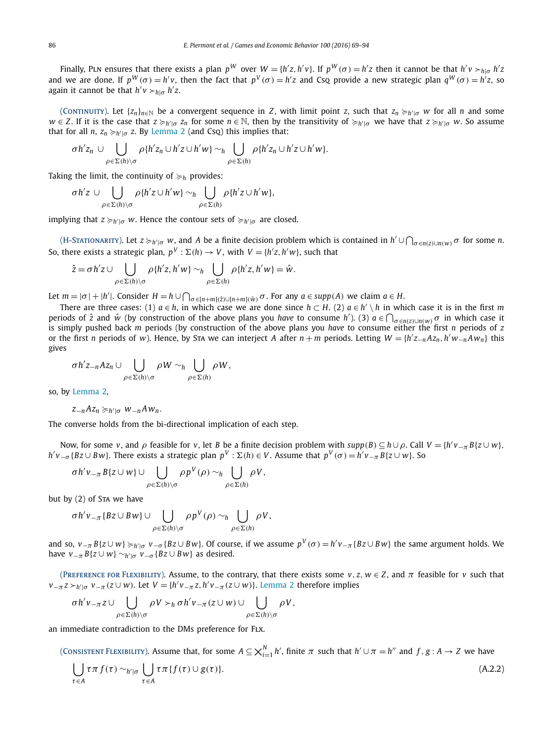Finally, PLN ensures that there exists a plan $p^W$ over $W = \{h'z, h'v\}$. If $p^W(\sigma) = h'z$ then it cannot be that $h'v \succ_{h|\sigma} h'z$ and we are done. If $p^W(\sigma) = h'v$, then the fact that $p^V(\sigma) = h'z$ and CSQ provide a new strategic plan $q^W(\sigma) = h'z$, so again it cannot be that $h'v \succ_{h|\sigma} h'z$.

(CONTINUITY). Let $\{z_n\}_{n\in\mathbb{N}}$ be a convergent sequence in $Z$, with limit point $z$, such that $z_n \succcurlyeq_{h'|\sigma} w$ for all $n$ and some $w \in Z$. If it is the case that $z \succcurlyeq_{h'|\sigma} z_n$ for some $n \in \mathbb{N}$, then by the transitivity of $\succcurlyeq_{h'|\sigma}$ we have that $z \succcurlyeq_{h'|\sigma} w$. So assume that for all $n$, $z_n \succcurlyeq_{h'|\sigma} z$. By Lemma 2 (and CSQ) this implies that:

$$\sigma h' z_n \cup \bigcup_{\rho\in\Sigma(h)\setminus\sigma} \rho\{h'z_n \cup h'z \cup h'w\} \sim_h \bigcup_{\rho\in\Sigma(h)} \rho\{h'z_n \cup h'z \cup h'w\}.$$

Taking the limit, the continuity of $\succcurlyeq_h$ provides:

$$\sigma h' z \cup \bigcup_{\rho\in\Sigma(h)\setminus\sigma} \rho\{h'z \cup h'w\} \sim_h \bigcup_{\rho\in\Sigma(h)} \rho\{h'z \cup h'w\},$$

implying that $z \succcurlyeq_{h'|\sigma} w$. Hence the contour sets of $\succcurlyeq_{h'|\sigma}$ are closed.

(H-STATIONARITY). Let $z \succcurlyeq_{h'|\sigma} w$, and $A$ be a finite decision problem which is contained in $h' \cup \bigcap_{\sigma\in n(z)\cup n(w)} \sigma$ for some $n$. So, there exists a strategic plan, $p^V : \Sigma(h) \to V$, with $V = \{h'z, h'w\}$, such that

$$\hat{z} = \sigma h' z \cup \bigcup_{\rho\in\Sigma(h)\setminus\sigma} \rho\{h'z, h'w\} \sim_h \bigcup_{\rho\in\Sigma(h)} \rho\{h'z, h'w\} = \hat{w}.$$

Let $m = |\sigma| + |h'|$. Consider $H = h \cup \bigcap_{\sigma\in[n+m](\hat{z})\cup[n+m](\hat{w})} \sigma$. For any $a \in supp(A)$ we claim $a \in H$.

There are three cases: (1) $a \in h$, in which case we are done since $h \subset H$. (2) $a \in h' \setminus h$ in which case it is in the first $m$ periods of $\hat{z}$ and $\hat{w}$ (by construction of the above plans you *have* to consume $h'$). (3) $a \in \bigcap_{\sigma\in n(z)\cup n(w)} \sigma$ in which case it is simply pushed back $m$ periods (by construction of the above plans you *have* to consume either the first $n$ periods of $z$ or the first $n$ periods of $w$). Hence, by STA we can interject $A$ after $n+m$ periods. Letting $W = \{h'z_{-n}Az_n, h'w_{-n}Aw_n\}$ this gives

$$\sigma h' z_{-n} A z_n \cup \bigcup_{\rho\in\Sigma(h)\setminus\sigma} \rho W \sim_h \bigcup_{\rho\in\Sigma(h)} \rho W,$$

so, by Lemma 2,

$$z_{-n}Az_n \succcurlyeq_{h'|\sigma} w_{-n}Aw_n.$$

The converse holds from the bi-directional implication of each step.

Now, for some $v$, and $\rho$ feasible for $v$, let $B$ be a finite decision problem with $supp(B) \subseteq h \cup \rho$. Call $V = \{h'v_{-\pi}B\{z \cup w\}, h'v_{-\sigma}\{Bz \cup Bw\}\}$. There exists a strategic plan $p^V : \Sigma(h) \in V$. Assume that $p^V(\sigma) = h'v_{-\pi}B\{z \cup w\}$. So

$$\sigma h' v_{-\pi} B\{z \cup w\} \cup \bigcup_{\rho\in\Sigma(h)\setminus\sigma} \rho p^V(\rho) \sim_h \bigcup_{\rho\in\Sigma(h)} \rho V,$$

but by (2) of STA we have

$$\sigma h' v_{-\pi} \{Bz \cup Bw\} \cup \bigcup_{\rho\in\Sigma(h)\setminus\sigma} \rho p^V(\rho) \sim_h \bigcup_{\rho\in\Sigma(h)} \rho V,$$

and so, $v_{-\pi}B\{z \cup w\} \succcurlyeq_{h'|\sigma} v_{-\sigma}\{Bz \cup Bw\}$. Of course, if we assume $p^V(\sigma) = h'v_{-\pi}\{Bz \cup Bw\}$ the same argument holds. We have $v_{-\pi}B\{z \cup w\} \sim_{h'|\sigma} v_{-\sigma}\{Bz \cup Bw\}$ as desired.

(PREFERENCE FOR FLEXIBILITY). Assume, to the contrary, that there exists some $v, z, w \in Z$, and $\pi$ feasible for $v$ such that $v_{-\pi}z \succ_{h'|\sigma} v_{-\pi}(z \cup w)$. Let $V = \{h'v_{-\pi}z, h'v_{-\pi}(z \cup w)\}$. Lemma 2 therefore implies

$$\sigma h' v_{-\pi} z \cup \bigcup_{\rho\in\Sigma(h)\setminus\sigma} \rho V \succ_h \sigma h' v_{-\pi}(z \cup w) \cup \bigcup_{\rho\in\Sigma(h)\setminus\sigma} \rho V,$$

an immediate contradiction to the DMs preference for FLX.

(CONSISTENT FLEXIBILITY). Assume that, for some $A \subseteq \bigtimes_{i=1}^{N} h'$, finite $\pi$ such that $h' \cup \pi = h''$ and $f, g : A \to Z$ we have

$$\bigcup_{\tau\in A} \tau\pi f(\tau) \sim_{h'|\sigma} \bigcup_{\tau\in A} \tau\pi\{f(\tau) \cup g(\tau)\}. \tag{A.2.2}$$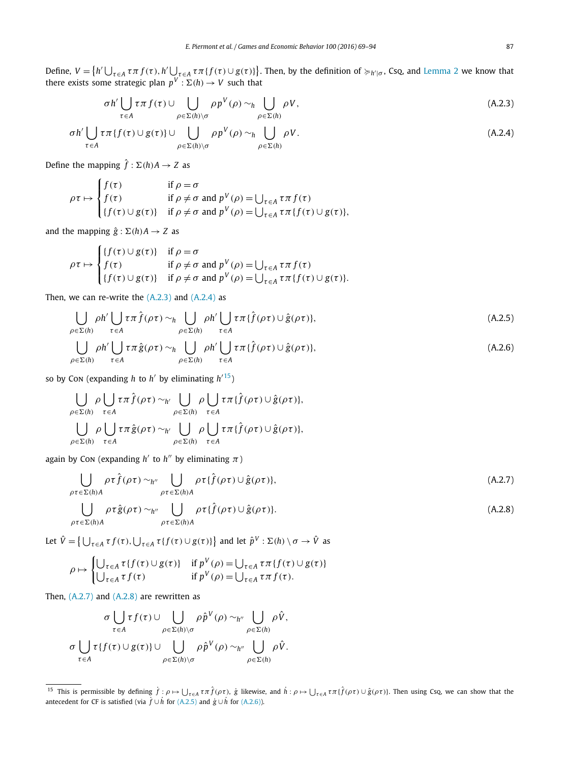Define, $V = \{h' \bigcup_{\tau \in A} \tau\pi f(\tau), h' \bigcup_{\tau \in A} \tau\pi\{f(\tau) \cup g(\tau)\}\}$. Then, by the definition of $\succcurlyeq_{h'|\sigma}$, Csq, and Lemma 2 we know that there exists some strategic plan $p^V : \Sigma(h) \to V$ such that

$$\sigma h' \bigcup_{\tau \in A} \tau\pi f(\tau) \cup \bigcup_{\rho \in \Sigma(h)\setminus\sigma} \rho p^V(\rho) \sim_h \bigcup_{\rho \in \Sigma(h)} \rho V, \tag{A.2.3}$$

$$\sigma h' \bigcup_{\tau \in A} \tau\pi\{f(\tau) \cup g(\tau)\} \cup \bigcup_{\rho \in \Sigma(h)\setminus\sigma} \rho p^V(\rho) \sim_h \bigcup_{\rho \in \Sigma(h)} \rho V. \tag{A.2.4}$$

Define the mapping $\hat{f} : \Sigma(h)A \to Z$ as

$$\rho\tau \mapsto \begin{cases} f(\tau) & \text{if } \rho = \sigma \\ f(\tau) & \text{if } \rho \neq \sigma \text{ and } p^V(\rho) = \bigcup_{\tau \in A} \tau\pi f(\tau) \\ \{f(\tau) \cup g(\tau)\} & \text{if } \rho \neq \sigma \text{ and } p^V(\rho) = \bigcup_{\tau \in A} \tau\pi\{f(\tau) \cup g(\tau)\}, \end{cases}$$

and the mapping $\hat{g} : \Sigma(h)A \to Z$ as

$$\rho\tau \mapsto \begin{cases} \{f(\tau) \cup g(\tau)\} & \text{if } \rho = \sigma \\ f(\tau) & \text{if } \rho \neq \sigma \text{ and } p^V(\rho) = \bigcup_{\tau \in A} \tau\pi f(\tau) \\ \{f(\tau) \cup g(\tau)\} & \text{if } \rho \neq \sigma \text{ and } p^V(\rho) = \bigcup_{\tau \in A} \tau\pi\{f(\tau) \cup g(\tau)\}. \end{cases}$$

Then, we can re-write the (A.2.3) and (A.2.4) as

$$\bigcup_{\rho \in \Sigma(h)} \rho h' \bigcup_{\tau \in A} \tau\pi \hat{f}(\rho\tau) \sim_h \bigcup_{\rho \in \Sigma(h)} \rho h' \bigcup_{\tau \in A} \tau\pi\{\hat{f}(\rho\tau) \cup \hat{g}(\rho\tau)\}, \tag{A.2.5}$$

$$\bigcup_{\rho \in \Sigma(h)} \rho h' \bigcup_{\tau \in A} \tau\pi \hat{g}(\rho\tau) \sim_h \bigcup_{\rho \in \Sigma(h)} \rho h' \bigcup_{\tau \in A} \tau\pi\{\hat{f}(\rho\tau) \cup \hat{g}(\rho\tau)\}, \tag{A.2.6}$$

so by Con (expanding $h$ to $h'$ by eliminating $h'$[15])

$$\bigcup_{\rho \in \Sigma(h)} \rho \bigcup_{\tau \in A} \tau\pi \hat{f}(\rho\tau) \sim_{h'} \bigcup_{\rho \in \Sigma(h)} \rho \bigcup_{\tau \in A} \tau\pi\{\hat{f}(\rho\tau) \cup \hat{g}(\rho\tau)\},$$

$$\bigcup_{\rho \in \Sigma(h)} \rho \bigcup_{\tau \in A} \tau\pi \hat{g}(\rho\tau) \sim_{h'} \bigcup_{\rho \in \Sigma(h)} \rho \bigcup_{\tau \in A} \tau\pi\{\hat{f}(\rho\tau) \cup \hat{g}(\rho\tau)\},$$

again by Con (expanding $h'$ to $h''$ by eliminating $\pi$)

$$\bigcup_{\rho\tau \in \Sigma(h)A} \rho\tau \hat{f}(\rho\tau) \sim_{h''} \bigcup_{\rho\tau \in \Sigma(h)A} \rho\tau\{\hat{f}(\rho\tau) \cup \hat{g}(\rho\tau)\}, \tag{A.2.7}$$

$$\bigcup_{\rho\tau \in \Sigma(h)A} \rho\tau \hat{g}(\rho\tau) \sim_{h''} \bigcup_{\rho\tau \in \Sigma(h)A} \rho\tau\{\hat{f}(\rho\tau) \cup \hat{g}(\rho\tau)\}. \tag{A.2.8}$$

Let $\hat{V} = \{\bigcup_{\tau \in A} \tau f(\tau), \bigcup_{\tau \in A} \tau\{f(\tau) \cup g(\tau)\}\}$ and let $\hat{p}^V : \Sigma(h) \setminus \sigma \to \hat{V}$ as

$$\rho \mapsto \begin{cases} \bigcup_{\tau \in A} \tau\{f(\tau) \cup g(\tau)\} & \text{if } p^V(\rho) = \bigcup_{\tau \in A} \tau\pi\{f(\tau) \cup g(\tau)\} \\ \bigcup_{\tau \in A} \tau f(\tau) & \text{if } p^V(\rho) = \bigcup_{\tau \in A} \tau\pi f(\tau). \end{cases}$$

Then, (A.2.7) and (A.2.8) are rewritten as

$$\sigma \bigcup_{\tau \in A} \tau f(\tau) \cup \bigcup_{\rho \in \Sigma(h)\setminus\sigma} \rho \hat{p}^V(\rho) \sim_{h''} \bigcup_{\rho \in \Sigma(h)} \rho \hat{V},$$

$$\sigma \bigcup_{\tau \in A} \tau\{f(\tau) \cup g(\tau)\} \cup \bigcup_{\rho \in \Sigma(h)\setminus\sigma} \rho \hat{p}^V(\rho) \sim_{h''} \bigcup_{\rho \in \Sigma(h)} \rho \hat{V}.$$

---

[15] This is permissible by defining $\dot{f} : \rho \mapsto \bigcup_{\tau \in A} \tau\pi \hat{f}(\rho\tau)$, $\dot{g}$ likewise, and $\dot{h} : \rho \mapsto \bigcup_{\tau \in A} \tau\pi\{\hat{f}(\rho\tau) \cup \hat{g}(\rho\tau)\}$. Then using Csq, we can show that the antecedent for CF is satisfied (via $\dot{f} \cup \dot{h}$ for (A.2.5) and $\dot{g} \cup \dot{h}$ for (A.2.6)).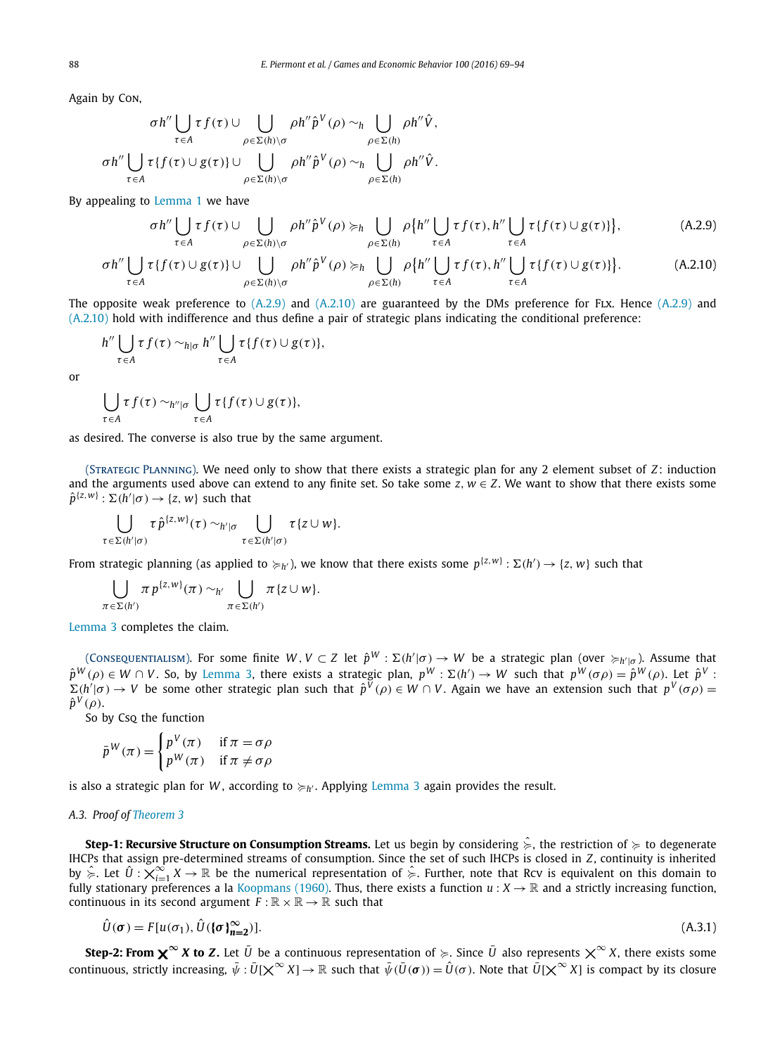Again by Con,

$$\sigma h'' \bigcup_{\tau \in A} \tau f(\tau) \cup \bigcup_{\rho \in \Sigma(h) \setminus \sigma} \rho h'' \hat{p}^V(\rho) \sim_h \bigcup_{\rho \in \Sigma(h)} \rho h'' \hat{V},$$

$$\sigma h'' \bigcup_{\tau \in A} \tau \{f(\tau) \cup g(\tau)\} \cup \bigcup_{\rho \in \Sigma(h) \setminus \sigma} \rho h'' \hat{p}^V(\rho) \sim_h \bigcup_{\rho \in \Sigma(h)} \rho h'' \hat{V}.$$

By appealing to Lemma 1 we have

$$\sigma h'' \bigcup_{\tau \in A} \tau f(\tau) \cup \bigcup_{\rho \in \Sigma(h) \setminus \sigma} \rho h'' \hat{p}^V(\rho) \succcurlyeq_h \bigcup_{\rho \in \Sigma(h)} \rho \Big\{ h'' \bigcup_{\tau \in A} \tau f(\tau), h'' \bigcup_{\tau \in A} \tau \{f(\tau) \cup g(\tau)\} \Big\}, \tag{A.2.9}$$

$$\sigma h'' \bigcup_{\tau \in A} \tau \{f(\tau) \cup g(\tau)\} \cup \bigcup_{\rho \in \Sigma(h) \setminus \sigma} \rho h'' \hat{p}^V(\rho) \succcurlyeq_h \bigcup_{\rho \in \Sigma(h)} \rho \Big\{ h'' \bigcup_{\tau \in A} \tau f(\tau), h'' \bigcup_{\tau \in A} \tau \{f(\tau) \cup g(\tau)\} \Big\}. \tag{A.2.10}$$

The opposite weak preference to (A.2.9) and (A.2.10) are guaranteed by the DMs preference for Flx. Hence (A.2.9) and (A.2.10) hold with indifference and thus define a pair of strategic plans indicating the conditional preference:

$$h'' \bigcup_{\tau \in A} \tau f(\tau) \sim_{h|\sigma} h'' \bigcup_{\tau \in A} \tau \{f(\tau) \cup g(\tau)\},$$

or

$$\bigcup_{\tau \in A} \tau f(\tau) \sim_{h''|\sigma} \bigcup_{\tau \in A} \tau \{f(\tau) \cup g(\tau)\},$$

as desired. The converse is also true by the same argument.

(Strategic Planning). We need only to show that there exists a strategic plan for any 2 element subset of $Z$: induction and the arguments used above can extend to any finite set. So take some $z, w \in Z$. We want to show that there exists some $\hat{p}^{\{z,w\}} : \Sigma(h'|\sigma) \to \{z, w\}$ such that

$$\bigcup_{\tau \in \Sigma(h'|\sigma)} \tau \hat{p}^{\{z,w\}}(\tau) \sim_{h'|\sigma} \bigcup_{\tau \in \Sigma(h'|\sigma)} \tau \{z \cup w\}.$$

From strategic planning (as applied to $\succcurlyeq_{h'}$), we know that there exists some $p^{\{z,w\}} : \Sigma(h') \to \{z, w\}$ such that

$$\bigcup_{\pi \in \Sigma(h')} \pi p^{\{z,w\}}(\pi) \sim_{h'} \bigcup_{\pi \in \Sigma(h')} \pi \{z \cup w\}.$$

Lemma 3 completes the claim.

(Consequentialism). For some finite $W, V \subset Z$ let $\hat{p}^W : \Sigma(h'|\sigma) \to W$ be a strategic plan (over $\succcurlyeq_{h'|\sigma}$). Assume that $\hat{p}^W(\rho) \in W \cap V$. So, by Lemma 3, there exists a strategic plan, $p^W : \Sigma(h') \to W$ such that $p^W(\sigma\rho) = \hat{p}^W(\rho)$. Let $\hat{p}^V : \Sigma(h'|\sigma) \to V$ be some other strategic plan such that $\hat{p}^V(\rho) \in W \cap V$. Again we have an extension such that $p^V(\sigma\rho) = \hat{p}^V(\rho)$.

So by Csq the function

$$\bar{p}^W(\pi) = \begin{cases} p^V(\pi) & \text{if } \pi = \sigma\rho \\ p^W(\pi) & \text{if } \pi \neq \sigma\rho \end{cases}$$

is also a strategic plan for $W$, according to $\succcurlyeq_{h'}$. Applying Lemma 3 again provides the result.

### A.3. Proof of Theorem 3

**Step-1: Recursive Structure on Consumption Streams.** Let us begin by considering $\hat{\succcurlyeq}$, the restriction of $\succcurlyeq$ to degenerate IHCPs that assign pre-determined streams of consumption. Since the set of such IHCPs is closed in $Z$, continuity is inherited by $\hat{\succcurlyeq}$. Let $\hat{U} : \bigtimes_{i=1}^{\infty} X \to \mathbb{R}$ be the numerical representation of $\hat{\succcurlyeq}$. Further, note that Rcv is equivalent on this domain to fully stationary preferences a la Koopmans (1960). Thus, there exists a function $u : X \to \mathbb{R}$ and a strictly increasing function, continuous in its second argument $F : \mathbb{R} \times \mathbb{R} \to \mathbb{R}$ such that

$$\hat{U}(\boldsymbol{\sigma}) = F[u(\sigma_1), \hat{U}(\{\boldsymbol{\sigma}\}_{n=2}^{\infty})]. \tag{A.3.1}$$

**Step-2: From $\bigtimes^{\infty} X$ to $Z$.** Let $\bar{U}$ be a continuous representation of $\succcurlyeq$. Since $\bar{U}$ also represents $\bigtimes^{\infty} X$, there exists some continuous, strictly increasing, $\bar{\psi} : \bar{U}[\bigtimes^{\infty} X] \to \mathbb{R}$ such that $\bar{\psi}(\bar{U}(\boldsymbol{\sigma})) = \hat{U}(\sigma)$. Note that $\bar{U}[\bigtimes^{\infty} X]$ is compact by its closure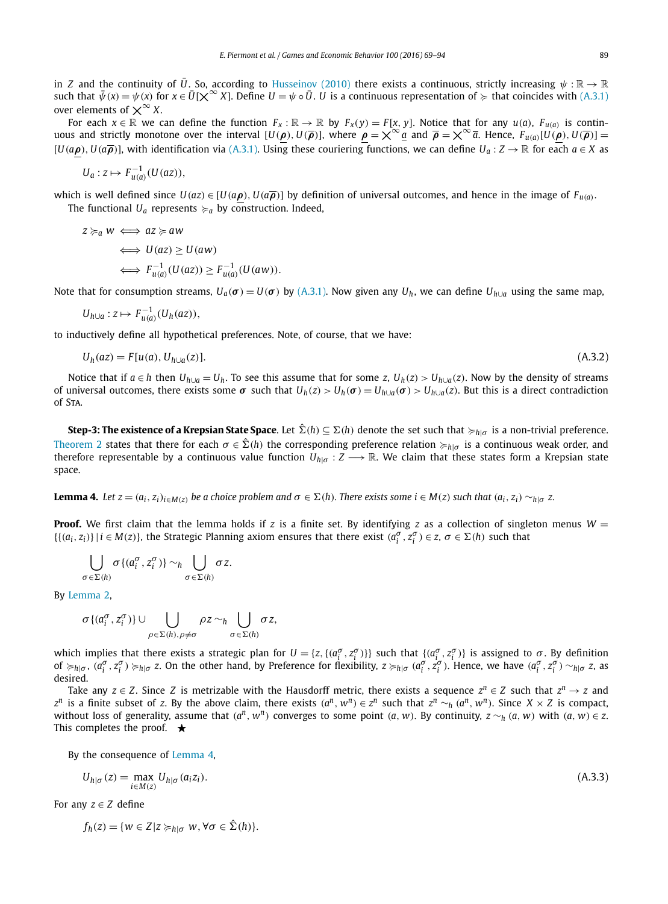in $Z$ and the continuity of $\bar{U}$. So, according to Husseinov (2010) there exists a continuous, strictly increasing $\psi : \mathbb{R} \to \mathbb{R}$ such that $\bar{\psi}(x) = \psi(x)$ for $x \in \bar{U}[\times^\infty X]$. Define $U = \psi \circ \bar{U}$. $U$ is a continuous representation of $\succcurlyeq$ that coincides with (A.3.1) over elements of $\times^\infty X$.

For each $x \in \mathbb{R}$ we can define the function $F_x : \mathbb{R} \to \mathbb{R}$ by $F_x(y) = F[x, y]$. Notice that for any $u(a)$, $F_{u(a)}$ is continuous and strictly monotone over the interval $[U(\underline{\rho}), U(\overline{\rho})]$, where $\underline{\rho} = \times^\infty \underline{a}$ and $\overline{\rho} = \times^\infty \overline{a}$. Hence, $F_{u(a)}[U(\underline{\rho}), U(\overline{\rho})] = [U(a\underline{\rho}), U(a\overline{\rho})]$, with identification via (A.3.1). Using these couriering functions, we can define $U_a : Z \to \mathbb{R}$ for each $a \in X$ as

$$U_a : z \mapsto F^{-1}_{u(a)}(U(az)),$$

which is well defined since $U(az) \in [U(a\underline{\rho}), U(a\overline{\rho})]$ by definition of universal outcomes, and hence in the image of $F_{u(a)}$.

The functional $U_a$ represents $\succcurlyeq_a$ by construction. Indeed,

$$\begin{aligned} z \succcurlyeq_a w &\iff az \succcurlyeq aw \\ &\iff U(az) \geq U(aw) \\ &\iff F^{-1}_{u(a)}(U(az)) \geq F^{-1}_{u(a)}(U(aw)). \end{aligned}$$

Note that for consumption streams, $U_a(\boldsymbol{\sigma}) = U(\boldsymbol{\sigma})$ by (A.3.1). Now given any $U_h$, we can define $U_{h \cup a}$ using the same map,

$$U_{h \cup a} : z \mapsto F^{-1}_{u(a)}(U_h(az)),$$

to inductively define all hypothetical preferences. Note, of course, that we have:

$$U_h(az) = F[u(a), U_{h \cup a}(z)]. \tag{A.3.2}$$

Notice that if $a \in h$ then $U_{h \cup a} = U_h$. To see this assume that for some $z$, $U_h(z) > U_{h \cup a}(z)$. Now by the density of streams of universal outcomes, there exists some $\boldsymbol{\sigma}$ such that $U_h(z) > U_h(\boldsymbol{\sigma}) = U_{h \cup a}(\boldsymbol{\sigma}) > U_{h \cup a}(z)$. But this is a direct contradiction of Sta.

**Step-3: The existence of a Krepsian State Space**. Let $\hat{\Sigma}(h) \subseteq \Sigma(h)$ denote the set such that $\succcurlyeq_{h|\sigma}$ is a non-trivial preference. Theorem 2 states that there for each $\sigma \in \hat{\Sigma}(h)$ the corresponding preference relation $\succcurlyeq_{h|\sigma}$ is a continuous weak order, and therefore representable by a continuous value function $U_{h|\sigma} : Z \longrightarrow \mathbb{R}$. We claim that these states form a Krepsian state space.

**Lemma 4.** *Let $z = (a_i, z_i)_{i \in M(z)}$ be a choice problem and $\sigma \in \Sigma(h)$. There exists some $i \in M(z)$ such that $(a_i, z_i) \sim_{h|\sigma} z$.*

**Proof.** We first claim that the lemma holds if $z$ is a finite set. By identifying $z$ as a collection of singleton menus $W = \{\{(a_i, z_i)\} \mid i \in M(z)\}$, the Strategic Planning axiom ensures that there exist $(a_i^\sigma, z_i^\sigma) \in z$, $\sigma \in \Sigma(h)$ such that

$$\bigcup_{\sigma \in \Sigma(h)} \sigma\{(a_i^\sigma, z_i^\sigma)\} \sim_h \bigcup_{\sigma \in \Sigma(h)} \sigma z.$$

By Lemma 2,

$$\sigma\{(a_i^\sigma, z_i^\sigma)\} \cup \bigcup_{\rho \in \Sigma(h), \rho \neq \sigma} \rho z \sim_h \bigcup_{\sigma \in \Sigma(h)} \sigma z,$$

which implies that there exists a strategic plan for $U = \{z, \{(a_i^\sigma, z_i^\sigma)\}\}$ such that $\{(a_i^\sigma, z_i^\sigma)\}$ is assigned to $\sigma$. By definition of $\succcurlyeq_{h|\sigma}$, $(a_i^\sigma, z_i^\sigma) \succcurlyeq_{h|\sigma} z$. On the other hand, by Preference for flexibility, $z \succcurlyeq_{h|\sigma} (a_i^\sigma, z_i^\sigma)$. Hence, we have $(a_i^\sigma, z_i^\sigma) \sim_{h|\sigma} z$, as desired.

Take any $z \in Z$. Since $Z$ is metrizable with the Hausdorff metric, there exists a sequence $z^n \in Z$ such that $z^n \to z$ and $z^n$ is a finite subset of $z$. By the above claim, there exists $(a^n, w^n) \in z^n$ such that $z^n \sim_h (a^n, w^n)$. Since $X \times Z$ is compact, without loss of generality, assume that $(a^n, w^n)$ converges to some point $(a, w)$. By continuity, $z \sim_h (a, w)$ with $(a, w) \in z$. This completes the proof. ★

By the consequence of Lemma 4,

$$U_{h|\sigma}(z) = \max_{i \in M(z)} U_{h|\sigma}(a_i z_i). \tag{A.3.3}$$

For any $z \in Z$ define

$$f_h(z) = \{w \in Z \mid z \succcurlyeq_{h|\sigma} w, \forall \sigma \in \hat{\Sigma}(h)\}.$$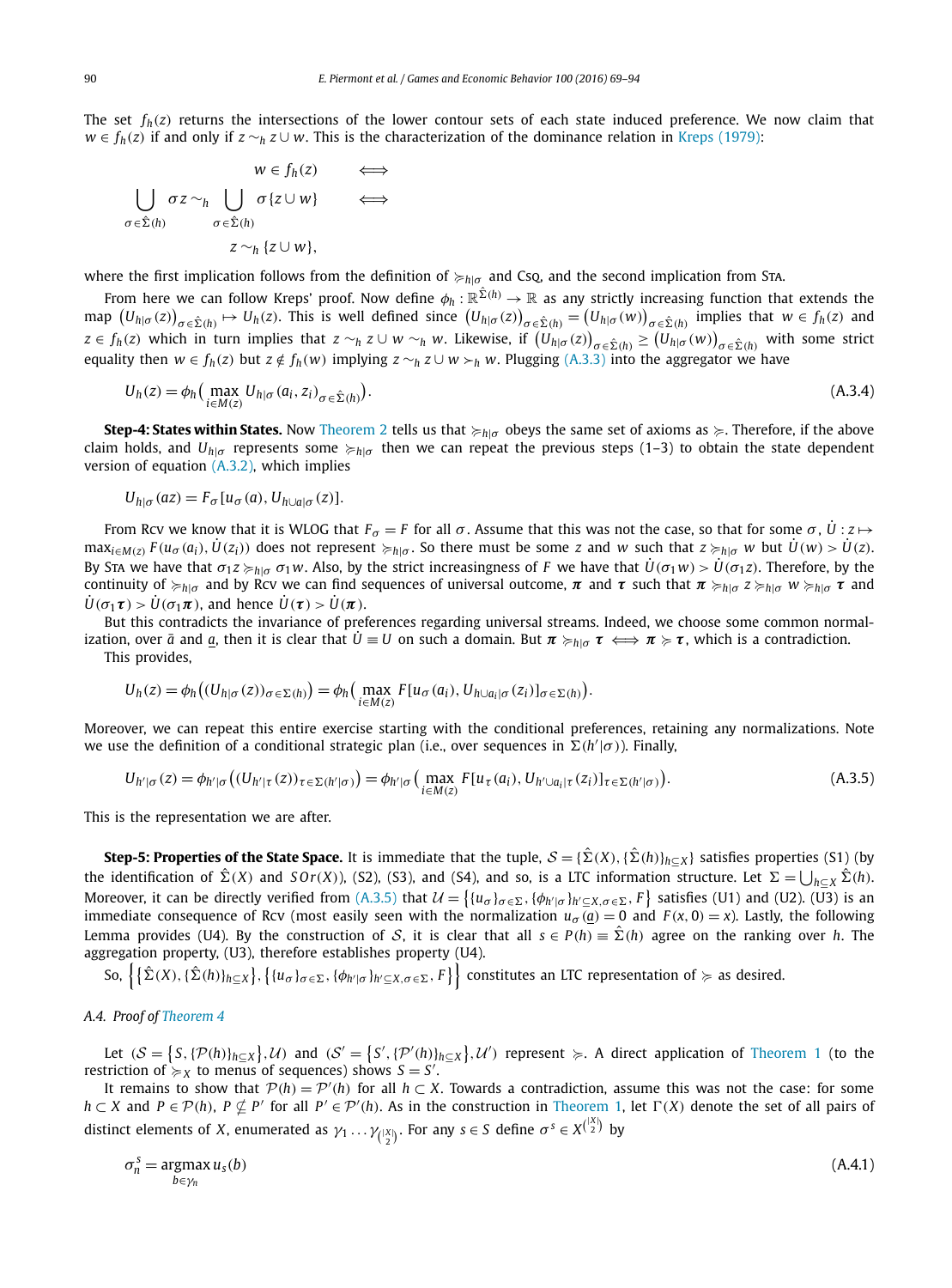The set $f_h(z)$ returns the intersections of the lower contour sets of each state induced preference. We now claim that $w \in f_h(z)$ if and only if $z \sim_h z \cup w$. This is the characterization of the dominance relation in Kreps (1979):

$$
\begin{aligned}
&w \in f_h(z) && \iff \\
\bigcup_{\sigma \in \hat{\Sigma}(h)} \sigma z \sim_h &\bigcup_{\sigma \in \hat{\Sigma}(h)} \sigma\{z \cup w\} && \iff \\
&z \sim_h \{z \cup w\},
\end{aligned}
$$

where the first implication follows from the definition of $\succcurlyeq_{h|\sigma}$ and Csq, and the second implication from Sta.

From here we can follow Kreps' proof. Now define $\phi_h : \mathbb{R}^{\hat{\Sigma}(h)} \to \mathbb{R}$ as any strictly increasing function that extends the map $\left(U_{h|\sigma}(z)\right)_{\sigma \in \hat{\Sigma}(h)} \mapsto U_h(z)$. This is well defined since $\left(U_{h|\sigma}(z)\right)_{\sigma \in \hat{\Sigma}(h)} = \left(U_{h|\sigma}(w)\right)_{\sigma \in \hat{\Sigma}(h)}$ implies that $w \in f_h(z)$ and $z \in f_h(z)$ which in turn implies that $z \sim_h z \cup w \sim_h w$. Likewise, if $\left(U_{h|\sigma}(z)\right)_{\sigma \in \hat{\Sigma}(h)} \geq \left(U_{h|\sigma}(w)\right)_{\sigma \in \hat{\Sigma}(h)}$ with some strict equality then $w \in f_h(z)$ but $z \notin f_h(w)$ implying $z \sim_h z \cup w \succ_h w$. Plugging (A.3.3) into the aggregator we have

$$
U_h(z) = \phi_h\big(\max_{i \in M(z)} U_{h|\sigma}(a_i, z_i)_{\sigma \in \hat{\Sigma}(h)}\big). \tag{A.3.4}
$$

**Step-4: States within States.** Now Theorem 2 tells us that $\succcurlyeq_{h|\sigma}$ obeys the same set of axioms as $\succcurlyeq$. Therefore, if the above claim holds, and $U_{h|\sigma}$ represents some $\succcurlyeq_{h|\sigma}$ then we can repeat the previous steps (1–3) to obtain the state dependent version of equation (A.3.2), which implies

$$
U_{h|\sigma}(az) = F_\sigma[u_\sigma(a), U_{h \cup a|\sigma}(z)].
$$

From Rcv we know that it is WLOG that $F_\sigma = F$ for all $\sigma$. Assume that this was not the case, so that for some $\sigma$, $\dot{U} : z \mapsto \max_{i \in M(z)} F(u_\sigma(a_i), \dot{U}(z_i))$ does not represent $\succcurlyeq_{h|\sigma}$. So there must be some $z$ and $w$ such that $z \succcurlyeq_{h|\sigma} w$ but $\dot{U}(w) > \dot{U}(z)$. By Sta we have that $\sigma_1 z \succcurlyeq_{h|\sigma} \sigma_1 w$. Also, by the strict increasingness of $F$ we have that $\dot{U}(\sigma_1 w) > \dot{U}(\sigma_1 z)$. Therefore, by the continuity of $\succcurlyeq_{h|\sigma}$ and by Rcv we can find sequences of universal outcome, $\boldsymbol{\pi}$ and $\boldsymbol{\tau}$ such that $\boldsymbol{\pi} \succcurlyeq_{h|\sigma} z \succcurlyeq_{h|\sigma} w \succcurlyeq_{h|\sigma} \boldsymbol{\tau}$ and $\dot{U}(\sigma_1 \boldsymbol{\tau}) > \dot{U}(\sigma_1 \boldsymbol{\pi})$, and hence $\dot{U}(\boldsymbol{\tau}) > \dot{U}(\boldsymbol{\pi})$.

But this contradicts the invariance of preferences regarding universal streams. Indeed, we choose some common normalization, over $\bar{a}$ and $\underline{a}$, then it is clear that $\dot{U} \equiv U$ on such a domain. But $\boldsymbol{\pi} \succcurlyeq_{h|\sigma} \boldsymbol{\tau} \iff \boldsymbol{\pi} \succcurlyeq \boldsymbol{\tau}$, which is a contradiction.

This provides,

$$
U_h(z) = \phi_h\big((U_{h|\sigma}(z))_{\sigma \in \Sigma(h)}\big) = \phi_h\big(\max_{i \in M(z)} F[u_\sigma(a_i), U_{h \cup a_i|\sigma}(z_i)]_{\sigma \in \Sigma(h)}\big).
$$

Moreover, we can repeat this entire exercise starting with the conditional preferences, retaining any normalizations. Note we use the definition of a conditional strategic plan (i.e., over sequences in $\Sigma(h'|\sigma)$). Finally,

$$
U_{h'|\sigma}(z) = \phi_{h'|\sigma}\big((U_{h'|\tau}(z))_{\tau \in \Sigma(h'|\sigma)}\big) = \phi_{h'|\sigma}\big(\max_{i \in M(z)} F[u_\tau(a_i), U_{h' \cup a_i|\tau}(z_i)]_{\tau \in \Sigma(h'|\sigma)}\big). \tag{A.3.5}
$$

This is the representation we are after.

**Step-5: Properties of the State Space.** It is immediate that the tuple, $\mathcal{S} = \{\hat{\Sigma}(X), \{\hat{\Sigma}(h)\}_{h \subseteq X}\}$ satisfies properties (S1) (by the identification of $\hat{\Sigma}(X)$ and $SOr(X)$), (S2), (S3), and (S4), and so, is a LTC information structure. Let $\Sigma = \bigcup_{h \subseteq X} \hat{\Sigma}(h)$. Moreover, it can be directly verified from (A.3.5) that $\mathcal{U} = \left\{\{u_\sigma\}_{\sigma \in \Sigma}, \{\phi_{h'|\sigma}\}_{h' \subseteq X, \sigma \in \Sigma}, F\right\}$ satisfies (U1) and (U2). (U3) is an immediate consequence of Rcv (most easily seen with the normalization $u_\sigma(\underline{a}) = 0$ and $F(x, 0) = x$). Lastly, the following Lemma provides (U4). By the construction of $\mathcal{S}$, it is clear that all $s \in P(h) \equiv \hat{\Sigma}(h)$ agree on the ranking over $h$. The aggregation property, (U3), therefore establishes property (U4).

So, $\left\{\left\{\hat{\Sigma}(X), \{\hat{\Sigma}(h)\}_{h \subseteq X}\right\}, \left\{\{u_\sigma\}_{\sigma \in \Sigma}, \{\phi_{h'|\sigma}\}_{h' \subseteq X, \sigma \in \Sigma}, F\right\}\right\}$ constitutes an LTC representation of $\succcurlyeq$ as desired.

### A.4. Proof of Theorem 4

Let $(\mathcal{S} = \{S, \{\mathcal{P}(h)\}_{h \subseteq X}\}, \mathcal{U})$ and $(\mathcal{S}' = \{S', \{\mathcal{P}'(h)\}_{h \subseteq X}\}, \mathcal{U}')$ represent $\succcurlyeq$. A direct application of Theorem 1 (to the restriction of $\succcurlyeq_X$ to menus of sequences) shows $S = S'$.

It remains to show that $\mathcal{P}(h) = \mathcal{P}'(h)$ for all $h \subset X$. Towards a contradiction, assume this was not the case: for some $h \subset X$ and $P \in \mathcal{P}(h)$, $P \nsubseteq P'$ for all $P' \in \mathcal{P}'(h)$. As in the construction in Theorem 1, let $\Gamma(X)$ denote the set of all pairs of distinct elements of $X$, enumerated as $\gamma_1 \ldots \gamma_{\binom{|X|}{2}}$. For any $s \in S$ define $\sigma^s \in X^{\binom{|X|}{2}}$ by

$$
\sigma_n^s = \operatorname*{argmax}_{b \in \gamma_n} u_s(b) \tag{A.4.1}
$$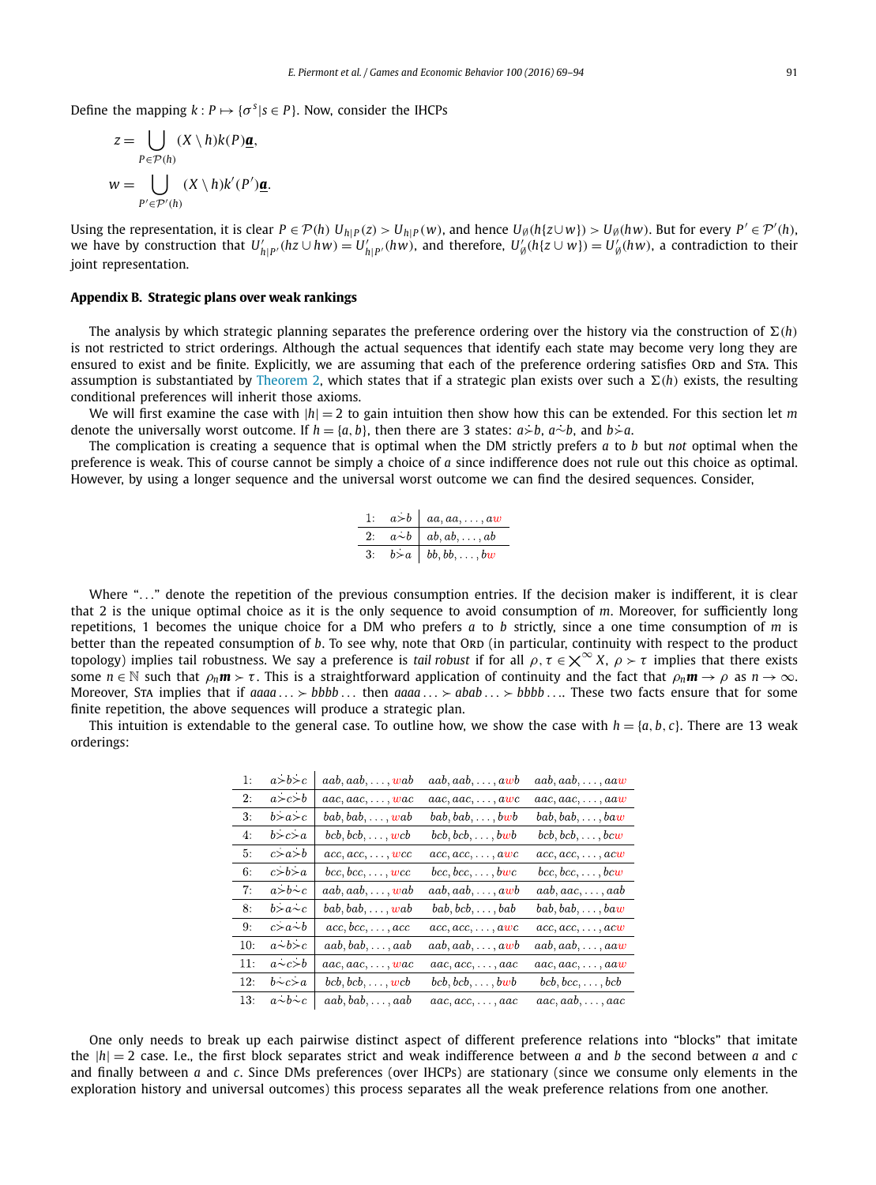Define the mapping $k : P \mapsto \{\sigma^s | s \in P\}$. Now, consider the IHCPs

$$z = \bigcup_{P \in \mathcal{P}(h)} (X \setminus h) k(P) \underline{\boldsymbol{a}},$$

$$w = \bigcup_{P' \in \mathcal{P}'(h)} (X \setminus h) k'(P') \underline{\boldsymbol{a}}.$$

Using the representation, it is clear $P \in \mathcal{P}(h)$ $U_{h|P}(z) > U_{h|P}(w)$, and hence $U_\emptyset(h\{z \cup w\}) > U_\emptyset(hw)$. But for every $P' \in \mathcal{P}'(h)$, we have by construction that $U'_{h|P'}(hz \cup hw) = U'_{h|P'}(hw)$, and therefore, $U'_\emptyset(h\{z \cup w\}) = U'_\emptyset(hw)$, a contradiction to their joint representation.

## Appendix B. Strategic plans over weak rankings

The analysis by which strategic planning separates the preference ordering over the history via the construction of $\Sigma(h)$ is not restricted to strict orderings. Although the actual sequences that identify each state may become very long they are ensured to exist and be finite. Explicitly, we are assuming that each of the preference ordering satisfies Ord and Sta. This assumption is substantiated by Theorem 2, which states that if a strategic plan exists over such a $\Sigma(h)$ exists, the resulting conditional preferences will inherit those axioms.

We will first examine the case with $|h| = 2$ to gain intuition then show how this can be extended. For this section let $m$ denote the universally worst outcome. If $h = \{a, b\}$, then there are 3 states: $a \dot{\succ} b$, $a \dot{\sim} b$, and $b \dot{\succ} a$.

The complication is creating a sequence that is optimal when the DM strictly prefers $a$ to $b$ but *not* optimal when the preference is weak. This of course cannot be simply a choice of $a$ since indifference does not rule out this choice as optimal. However, by using a longer sequence and the universal worst outcome we can find the desired sequences. Consider,

| | | |
|---|---|---|
| 1: | $a \dot{\succ} b$ | $aa, aa, \ldots, aw$ |
| 2: | $a \dot{\sim} b$ | $ab, ab, \ldots, ab$ |
| 3: | $b \dot{\succ} a$ | $bb, bb, \ldots, bw$ |

Where "…" denote the repetition of the previous consumption entries. If the decision maker is indifferent, it is clear that 2 is the unique optimal choice as it is the only sequence to avoid consumption of $m$. Moreover, for sufficiently long repetitions, 1 becomes the unique choice for a DM who prefers $a$ to $b$ strictly, since a one time consumption of $m$ is better than the repeated consumption of $b$. To see why, note that Ord (in particular, continuity with respect to the product topology) implies tail robustness. We say a preference is *tail robust* if for all $\rho, \tau \in \bigtimes^\infty X$, $\rho \succ \tau$ implies that there exists some $n \in \mathbb{N}$ such that $\rho_n \boldsymbol{m} \succ \tau$. This is a straightforward application of continuity and the fact that $\rho_n \boldsymbol{m} \to \rho$ as $n \to \infty$. Moreover, Sta implies that if $aaaa \ldots \succ bbbb \ldots$ then $aaaa \ldots \succ abab \ldots \succ bbbb \ldots$. These two facts ensure that for some finite repetition, the above sequences will produce a strategic plan.

This intuition is extendable to the general case. To outline how, we show the case with $h = \{a, b, c\}$. There are 13 weak orderings:

| | | | | |
|---|---|---|---|---|
| 1: | $a \dot{\succ} b \dot{\succ} c$ | $aab, aab, \ldots, wab$ | $aab, aab, \ldots, awb$ | $aab, aab, \ldots, aaw$ |
| 2: | $a \dot{\succ} c \dot{\succ} b$ | $aac, aac, \ldots, wac$ | $aac, aac, \ldots, awc$ | $aac, aac, \ldots, aaw$ |
| 3: | $b \dot{\succ} a \dot{\succ} c$ | $bab, bab, \ldots, wab$ | $bab, bab, \ldots, bwb$ | $bab, bab, \ldots, baw$ |
| 4: | $b \dot{\succ} c \dot{\succ} a$ | $bcb, bcb, \ldots, wcb$ | $bcb, bcb, \ldots, bwb$ | $bcb, bcb, \ldots, bcw$ |
| 5: | $c \dot{\succ} a \dot{\succ} b$ | $acc, acc, \ldots, wcc$ | $acc, acc, \ldots, awc$ | $acc, acc, \ldots, acw$ |
| 6: | $c \dot{\succ} b \dot{\succ} a$ | $bcc, bcc, \ldots, wcc$ | $bcc, bcc, \ldots, bwc$ | $bcc, bcc, \ldots, bcw$ |
| 7: | $a \dot{\succ} b \dot{\sim} c$ | $aab, aab, \ldots, wab$ | $aab, aab, \ldots, awb$ | $aab, aac, \ldots, aab$ |
| 8: | $b \dot{\succ} a \dot{\sim} c$ | $bab, bab, \ldots, wab$ | $bab, bcb, \ldots, bab$ | $bab, bab, \ldots, baw$ |
| 9: | $c \dot{\succ} a \dot{\sim} b$ | $acc, bcc, \ldots, acc$ | $acc, acc, \ldots, awc$ | $acc, acc, \ldots, acw$ |
| 10: | $a \dot{\sim} b \dot{\succ} c$ | $aab, bab, \ldots, aab$ | $aab, aab, \ldots, awb$ | $aab, aab, \ldots, aaw$ |
| 11: | $a \dot{\sim} c \dot{\succ} b$ | $aac, aac, \ldots, wac$ | $aac, acc, \ldots, aac$ | $aac, aac, \ldots, aaw$ |
| 12: | $b \dot{\sim} c \dot{\succ} a$ | $bcb, bcb, \ldots, wcb$ | $bcb, bcb, \ldots, bwb$ | $bcb, bcc, \ldots, bcb$ |
| 13: | $a \dot{\sim} b \dot{\sim} c$ | $aab, bab, \ldots, aab$ | $aac, acc, \ldots, aac$ | $aac, aab, \ldots, aac$ |

One only needs to break up each pairwise distinct aspect of different preference relations into "blocks" that imitate the $|h| = 2$ case. I.e., the first block separates strict and weak indifference between $a$ and $b$ the second between $a$ and $c$ and finally between $a$ and $c$. Since DMs preferences (over IHCPs) are stationary (since we consume only elements in the exploration history and universal outcomes) this process separates all the weak preference relations from one another.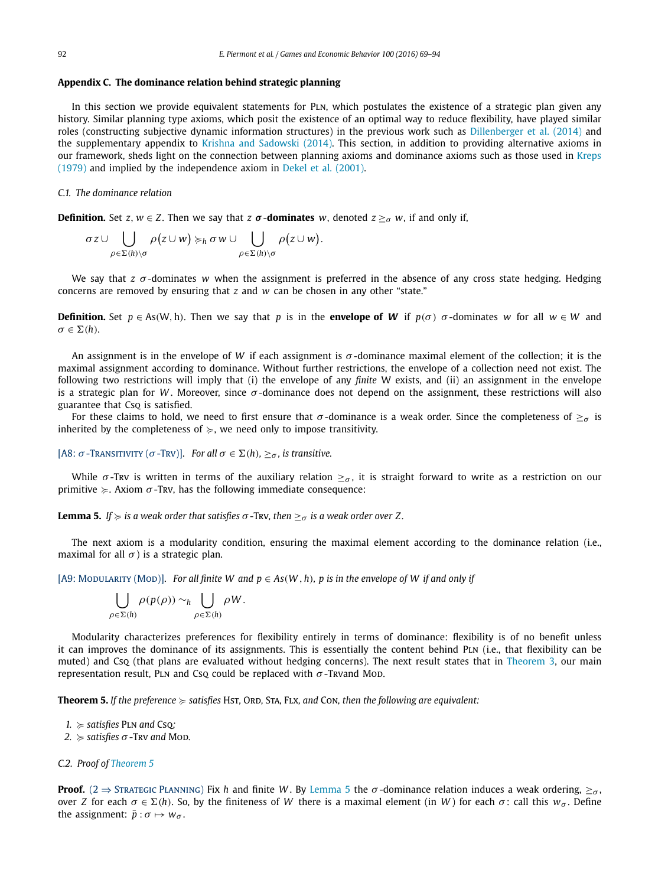## Appendix C. The dominance relation behind strategic planning

In this section we provide equivalent statements for Pln, which postulates the existence of a strategic plan given any history. Similar planning type axioms, which posit the existence of an optimal way to reduce flexibility, have played similar roles (constructing subjective dynamic information structures) in the previous work such as Dillenberger et al. (2014) and the supplementary appendix to Krishna and Sadowski (2014). This section, in addition to providing alternative axioms in our framework, sheds light on the connection between planning axioms and dominance axioms such as those used in Kreps (1979) and implied by the independence axiom in Dekel et al. (2001).

### C.1. The dominance relation

**Definition.** Set $z, w \in Z$. Then we say that $z$ **$\sigma$-dominates** $w$, denoted $z \geq_\sigma w$, if and only if,

$$\sigma z \cup \bigcup_{\rho \in \Sigma(h) \setminus \sigma} \rho(z \cup w) \succcurlyeq_h \sigma w \cup \bigcup_{\rho \in \Sigma(h) \setminus \sigma} \rho(z \cup w).$$

We say that $z$ $\sigma$-dominates $w$ when the assignment is preferred in the absence of any cross state hedging. Hedging concerns are removed by ensuring that $z$ and $w$ can be chosen in any other "state."

**Definition.** Set $p \in \text{As}(\text{W}, \text{h})$. Then we say that $p$ is in the **envelope of $W$** if $p(\sigma)$ $\sigma$-dominates $w$ for all $w \in W$ and $\sigma \in \Sigma(h)$.

An assignment is in the envelope of $W$ if each assignment is $\sigma$-dominance maximal element of the collection; it is the maximal assignment according to dominance. Without further restrictions, the envelope of a collection need not exist. The following two restrictions will imply that (i) the envelope of any *finite* W exists, and (ii) an assignment in the envelope is a strategic plan for $W$. Moreover, since $\sigma$-dominance does not depend on the assignment, these restrictions will also guarantee that Csq is satisfied.

For these claims to hold, we need to first ensure that $\sigma$-dominance is a weak order. Since the completeness of $\geq_\sigma$ is inherited by the completeness of $\succcurlyeq$, we need only to impose transitivity.

[A8: $\sigma$-Transitivity ($\sigma$-Trv)]. *For all $\sigma \in \Sigma(h)$, $\geq_\sigma$, is transitive.*

While $\sigma$-Trv is written in terms of the auxiliary relation $\geq_\sigma$, it is straight forward to write as a restriction on our primitive $\succcurlyeq$. Axiom $\sigma$-Trv, has the following immediate consequence:

**Lemma 5.** *If $\succcurlyeq$ is a weak order that satisfies $\sigma$-Trv, then $\geq_\sigma$ is a weak order over $Z$.*

The next axiom is a modularity condition, ensuring the maximal element according to the dominance relation (i.e., maximal for all $\sigma$) is a strategic plan.

[A9: Modularity (Mod)]. *For all finite $W$ and $p \in As(W, h)$, $p$ is in the envelope of $W$ if and only if*

$$\bigcup_{\rho \in \Sigma(h)} \rho(p(\rho)) \sim_h \bigcup_{\rho \in \Sigma(h)} \rho W.$$

Modularity characterizes preferences for flexibility entirely in terms of dominance: flexibility is of no benefit unless it can improves the dominance of its assignments. This is essentially the content behind Pln (i.e., that flexibility can be muted) and Csq (that plans are evaluated without hedging concerns). The next result states that in Theorem 3, our main representation result, Pln and Csq could be replaced with $\sigma$-Trvand Mod.

**Theorem 5.** *If the preference $\succcurlyeq$ satisfies* Hst, Ord, Sta, Flx, *and* Con, *then the following are equivalent:*

1. *$\succcurlyeq$ satisfies* Pln *and* Csq;
2. *$\succcurlyeq$ satisfies $\sigma$-*Trv *and* Mod.

### C.2. Proof of Theorem 5

**Proof.** ($2 \Rightarrow$ Strategic Planning) Fix $h$ and finite $W$. By Lemma 5 the $\sigma$-dominance relation induces a weak ordering, $\geq_\sigma$, over $Z$ for each $\sigma \in \Sigma(h)$. So, by the finiteness of $W$ there is a maximal element (in $W$) for each $\sigma$: call this $w_\sigma$. Define the assignment: $\bar{p} : \sigma \mapsto w_\sigma$.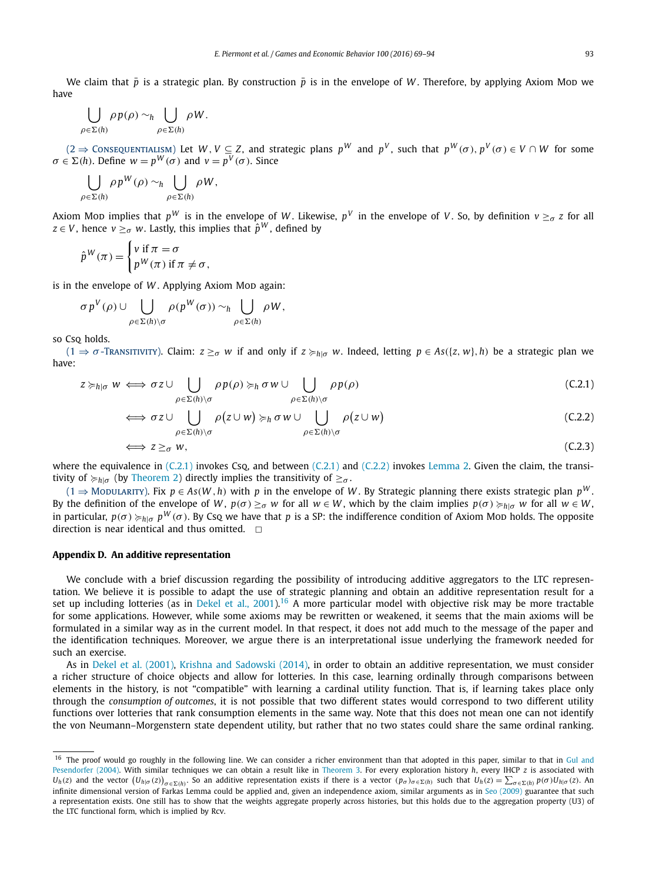We claim that $\bar{p}$ is a strategic plan. By construction $\bar{p}$ is in the envelope of $W$. Therefore, by applying Axiom Mod we have

$$\bigcup_{\rho\in\Sigma(h)} \rho p(\rho) \sim_h \bigcup_{\rho\in\Sigma(h)} \rho W.$$

(2 ⇒ Consequentialism) Let $W, V \subseteq Z$, and strategic plans $p^W$ and $p^V$, such that $p^W(\sigma), p^V(\sigma) \in V \cap W$ for some $\sigma \in \Sigma(h)$. Define $w = p^W(\sigma)$ and $v = p^V(\sigma)$. Since

$$\bigcup_{\rho\in\Sigma(h)} \rho p^W(\rho) \sim_h \bigcup_{\rho\in\Sigma(h)} \rho W,$$

Axiom Mod implies that $p^W$ is in the envelope of $W$. Likewise, $p^V$ in the envelope of $V$. So, by definition $v \geq_\sigma z$ for all $z \in V$, hence $v \geq_\sigma w$. Lastly, this implies that $\hat{p}^W$, defined by

$$\hat{p}^W(\pi) = \begin{cases} v \text{ if } \pi = \sigma \\ p^W(\pi) \text{ if } \pi \neq \sigma, \end{cases}$$

is in the envelope of $W$. Applying Axiom Mod again:

$$\sigma p^V(\rho) \cup \bigcup_{\rho\in\Sigma(h)\setminus\sigma} \rho(p^W(\sigma)) \sim_h \bigcup_{\rho\in\Sigma(h)} \rho W,$$

so Csq holds.

(1 ⇒ $\sigma$-Transitivity). Claim: $z \geq_\sigma w$ if and only if $z \succcurlyeq_{h|\sigma} w$. Indeed, letting $p \in As(\{z, w\}, h)$ be a strategic plan we have:

$$z \succcurlyeq_{h|\sigma} w \iff \sigma z \cup \bigcup_{\rho\in\Sigma(h)\setminus\sigma} \rho p(\rho) \succcurlyeq_h \sigma w \cup \bigcup_{\rho\in\Sigma(h)\setminus\sigma} \rho p(\rho) \tag{C.2.1}$$

$$\iff \sigma z \cup \bigcup_{\rho\in\Sigma(h)\setminus\sigma} \rho\big(z \cup w\big) \succcurlyeq_h \sigma w \cup \bigcup_{\rho\in\Sigma(h)\setminus\sigma} \rho\big(z \cup w\big) \tag{C.2.2}$$

$$\iff z \geq_\sigma w, \tag{C.2.3}$$

where the equivalence in (C.2.1) invokes Csq, and between (C.2.1) and (C.2.2) invokes Lemma 2. Given the claim, the transitivity of $\succcurlyeq_{h|\sigma}$ (by Theorem 2) directly implies the transitivity of $\geq_\sigma$.

(1 ⇒ Modularity). Fix $p \in As(W, h)$ with $p$ in the envelope of $W$. By Strategic planning there exists strategic plan $p^W$. By the definition of the envelope of $W$, $p(\sigma) \geq_\sigma w$ for all $w \in W$, which by the claim implies $p(\sigma) \succcurlyeq_{h|\sigma} w$ for all $w \in W$, in particular, $p(\sigma) \succcurlyeq_{h|\sigma} p^W(\sigma)$. By Csq we have that $p$ is a SP: the indifference condition of Axiom Mod holds. The opposite direction is near identical and thus omitted. □

## Appendix D. An additive representation

We conclude with a brief discussion regarding the possibility of introducing additive aggregators to the LTC representation. We believe it is possible to adapt the use of strategic planning and obtain an additive representation result for a set up including lotteries (as in Dekel et al., 2001).[16] A more particular model with objective risk may be more tractable for some applications. However, while some axioms may be rewritten or weakened, it seems that the main axioms will be formulated in a similar way as in the current model. In that respect, it does not add much to the message of the paper and the identification techniques. Moreover, we argue there is an interpretational issue underlying the framework needed for such an exercise.

As in Dekel et al. (2001), Krishna and Sadowski (2014), in order to obtain an additive representation, we must consider a richer structure of choice objects and allow for lotteries. In this case, learning ordinally through comparisons between elements in the history, is not "compatible" with learning a cardinal utility function. That is, if learning takes place only through the *consumption of outcomes*, it is not possible that two different states would correspond to two different utility functions over lotteries that rank consumption elements in the same way. Note that this does not mean one can not identify the von Neumann–Morgenstern state dependent utility, but rather that no two states could share the same ordinal ranking.

[16] The proof would go roughly in the following line. We can consider a richer environment than that adopted in this paper, similar to that in Gul and Pesendorfer (2004). With similar techniques we can obtain a result like in Theorem 3. For every exploration history $h$, every IHCP $z$ is associated with $U_h(z)$ and the vector $(U_{h|\sigma}(z))_{\sigma\in\Sigma(h)}$. So an additive representation exists if there is a vector $(p_\sigma)_{\sigma\in\Sigma(h)}$ such that $U_h(z) = \sum_{\sigma\in\Sigma(h)} p(\sigma)U_{h|\sigma}(z)$. An infinite dimensional version of Farkas Lemma could be applied and, given an independence axiom, similar arguments as in Seo (2009) guarantee that such a representation exists. One still has to show that the weights aggregate properly across histories, but this holds due to the aggregation property (U3) of the LTC functional form, which is implied by Rcv.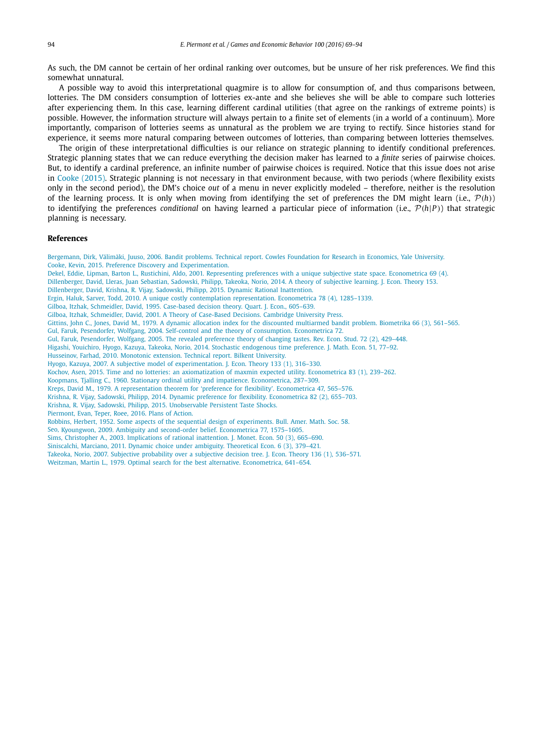As such, the DM cannot be certain of her ordinal ranking over outcomes, but be unsure of her risk preferences. We find this somewhat unnatural.

A possible way to avoid this interpretational quagmire is to allow for consumption of, and thus comparisons between, lotteries. The DM considers consumption of lotteries ex-ante and she believes she will be able to compare such lotteries after experiencing them. In this case, learning different cardinal utilities (that agree on the rankings of extreme points) is possible. However, the information structure will always pertain to a finite set of elements (in a world of a continuum). More importantly, comparison of lotteries seems as unnatural as the problem we are trying to rectify. Since histories stand for experience, it seems more natural comparing between outcomes of lotteries, than comparing between lotteries themselves.

The origin of these interpretational difficulties is our reliance on strategic planning to identify conditional preferences. Strategic planning states that we can reduce everything the decision maker has learned to a *finite* series of pairwise choices. But, to identify a cardinal preference, an infinite number of pairwise choices is required. Notice that this issue does not arise in Cooke (2015). Strategic planning is not necessary in that environment because, with two periods (where flexibility exists only in the second period), the DM's choice *out* of a menu in never explicitly modeled – therefore, neither is the resolution of the learning process. It is only when moving from identifying the set of preferences the DM might learn (i.e., $\mathcal{P}(h)$) to identifying the preferences *conditional* on having learned a particular piece of information (i.e., $\mathcal{P}(h|P)$) that strategic planning is necessary.

## References

Bergemann, Dirk, Välimäki, Juuso, 2006. Bandit problems. Technical report. Cowles Foundation for Research in Economics, Yale University.

Cooke, Kevin, 2015. Preference Discovery and Experimentation.

Dekel, Eddie, Lipman, Barton L., Rustichini, Aldo, 2001. Representing preferences with a unique subjective state space. Econometrica 69 (4).

Dillenberger, David, Lleras, Juan Sebastian, Sadowski, Philipp, Takeoka, Norio, 2014. A theory of subjective learning. J. Econ. Theory 153.

Dillenberger, David, Krishna, R. Vijay, Sadowski, Philipp, 2015. Dynamic Rational Inattention.

Ergin, Haluk, Sarver, Todd, 2010. A unique costly contemplation representation. Econometrica 78 (4), 1285–1339.

Gilboa, Itzhak, Schmeidler, David, 1995. Case-based decision theory. Quart. J. Econ., 605–639.

Gilboa, Itzhak, Schmeidler, David, 2001. A Theory of Case-Based Decisions. Cambridge University Press.

Gittins, John C., Jones, David M., 1979. A dynamic allocation index for the discounted multiarmed bandit problem. Biometrika 66 (3), 561–565.

Gul, Faruk, Pesendorfer, Wolfgang, 2004. Self-control and the theory of consumption. Econometrica 72.

Gul, Faruk, Pesendorfer, Wolfgang, 2005. The revealed preference theory of changing tastes. Rev. Econ. Stud. 72 (2), 429–448.

Higashi, Youichiro, Hyogo, Kazuya, Takeoka, Norio, 2014. Stochastic endogenous time preference. J. Math. Econ. 51, 77–92.

Husseinov, Farhad, 2010. Monotonic extension. Technical report. Bilkent University.

Hyogo, Kazuya, 2007. A subjective model of experimentation. J. Econ. Theory 133 (1), 316–330.

Kochov, Asen, 2015. Time and no lotteries: an axiomatization of maxmin expected utility. Econometrica 83 (1), 239–262.

Koopmans, Tjalling C., 1960. Stationary ordinal utility and impatience. Econometrica, 287–309.

Kreps, David M., 1979. A representation theorem for 'preference for flexibility'. Econometrica 47, 565–576.

Krishna, R. Vijay, Sadowski, Philipp, 2014. Dynamic preference for flexibility. Econometrica 82 (2), 655–703.

Krishna, R. Vijay, Sadowski, Philipp, 2015. Unobservable Persistent Taste Shocks.

Piermont, Evan, Teper, Roee, 2016. Plans of Action.

Robbins, Herbert, 1952. Some aspects of the sequential design of experiments. Bull. Amer. Math. Soc. 58.

Seo, Kyoungwon, 2009. Ambiguity and second-order belief. Econometrica 77, 1575–1605.

Sims, Christopher A., 2003. Implications of rational inattention. J. Monet. Econ. 50 (3), 665–690.

Siniscalchi, Marciano, 2011. Dynamic choice under ambiguity. Theoretical Econ. 6 (3), 379–421.

Takeoka, Norio, 2007. Subjective probability over a subjective decision tree. J. Econ. Theory 136 (1), 536–571.

Weitzman, Martin L., 1979. Optimal search for the best alternative. Econometrica, 641–654.